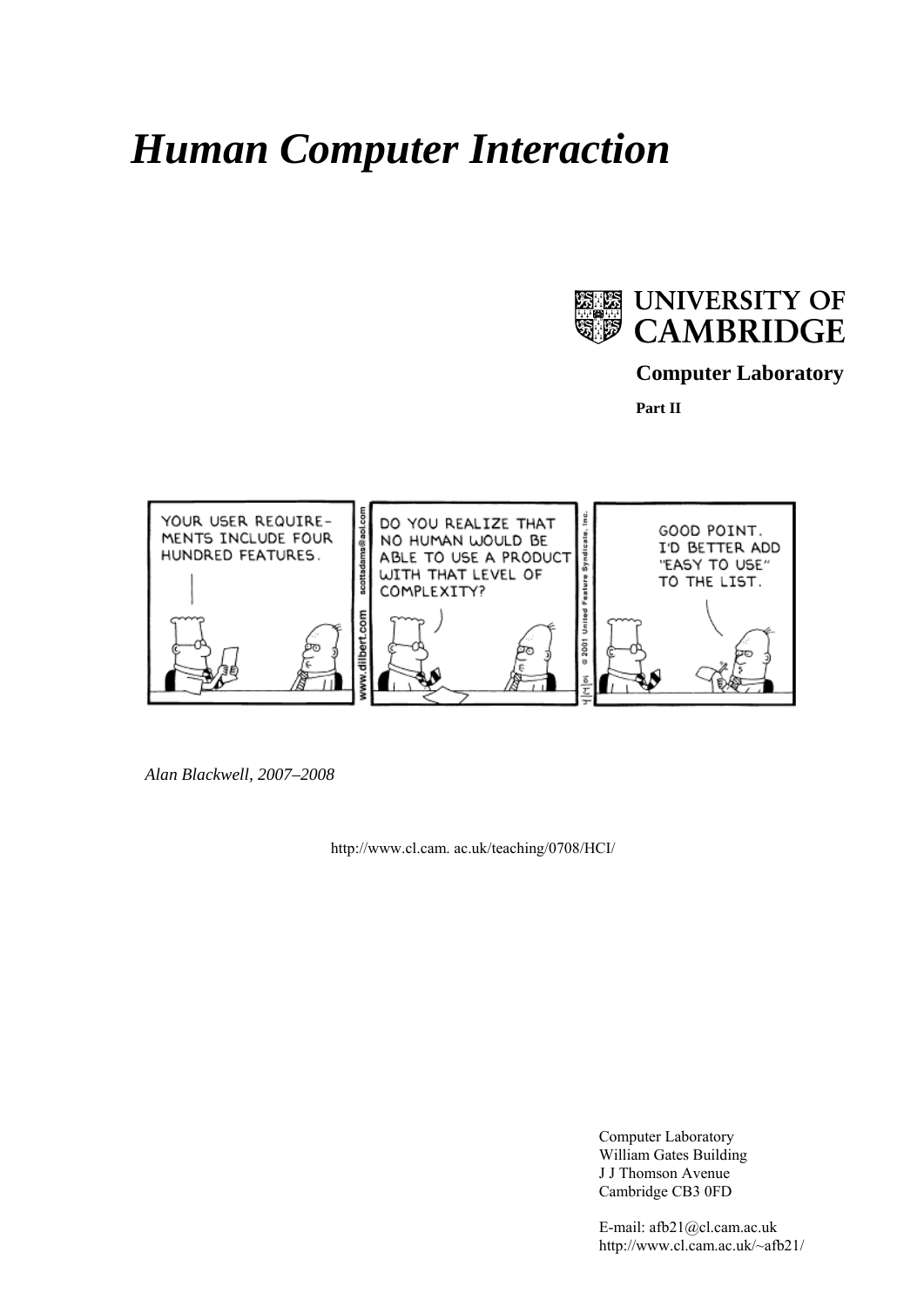# *Human Computer Interaction*

UNIVERSITY OF CAMBRIDGE

**Computer Laboratory**

**Part II**

*Alan Blackwell, 2007–2008*

http://www.cl.cam. ac.uk/teaching/0708/HCI/

Computer Laboratory
William Gates Building
J J Thomson Avenue
Cambridge CB3 0FD

E-mail: afb21@cl.cam.ac.uk
http://www.cl.cam.ac.uk/~afb21/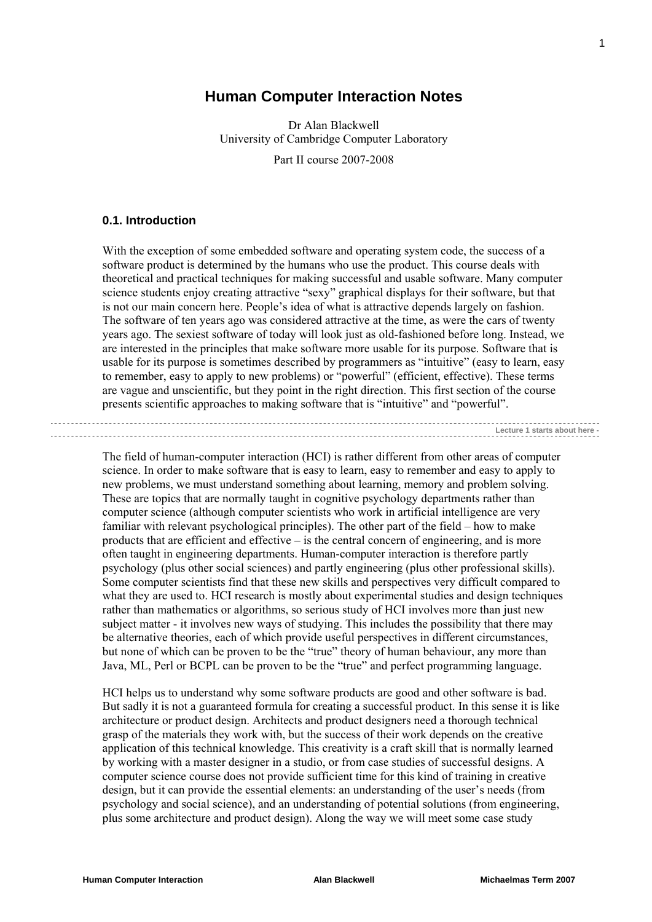# Human Computer Interaction Notes

Dr Alan Blackwell
University of Cambridge Computer Laboratory

Part II course 2007-2008

### 0.1. Introduction

With the exception of some embedded software and operating system code, the success of a software product is determined by the humans who use the product. This course deals with theoretical and practical techniques for making successful and usable software. Many computer science students enjoy creating attractive "sexy" graphical displays for their software, but that is not our main concern here. People's idea of what is attractive depends largely on fashion. The software of ten years ago was considered attractive at the time, as were the cars of twenty years ago. The sexiest software of today will look just as old-fashioned before long. Instead, we are interested in the principles that make software more usable for its purpose. Software that is usable for its purpose is sometimes described by programmers as "intuitive" (easy to learn, easy to remember, easy to apply to new problems) or "powerful" (efficient, effective). These terms are vague and unscientific, but they point in the right direction. This first section of the course presents scientific approaches to making software that is "intuitive" and "powerful".

Lecture 1 starts about here -

The field of human-computer interaction (HCI) is rather different from other areas of computer science. In order to make software that is easy to learn, easy to remember and easy to apply to new problems, we must understand something about learning, memory and problem solving. These are topics that are normally taught in cognitive psychology departments rather than computer science (although computer scientists who work in artificial intelligence are very familiar with relevant psychological principles). The other part of the field – how to make products that are efficient and effective – is the central concern of engineering, and is more often taught in engineering departments. Human-computer interaction is therefore partly psychology (plus other social sciences) and partly engineering (plus other professional skills). Some computer scientists find that these new skills and perspectives very difficult compared to what they are used to. HCI research is mostly about experimental studies and design techniques rather than mathematics or algorithms, so serious study of HCI involves more than just new subject matter - it involves new ways of studying. This includes the possibility that there may be alternative theories, each of which provide useful perspectives in different circumstances, but none of which can be proven to be the "true" theory of human behaviour, any more than Java, ML, Perl or BCPL can be proven to be the "true" and perfect programming language.

HCI helps us to understand why some software products are good and other software is bad. But sadly it is not a guaranteed formula for creating a successful product. In this sense it is like architecture or product design. Architects and product designers need a thorough technical grasp of the materials they work with, but the success of their work depends on the creative application of this technical knowledge. This creativity is a craft skill that is normally learned by working with a master designer in a studio, or from case studies of successful designs. A computer science course does not provide sufficient time for this kind of training in creative design, but it can provide the essential elements: an understanding of the user's needs (from psychology and social science), and an understanding of potential solutions (from engineering, plus some architecture and product design). Along the way we will meet some case study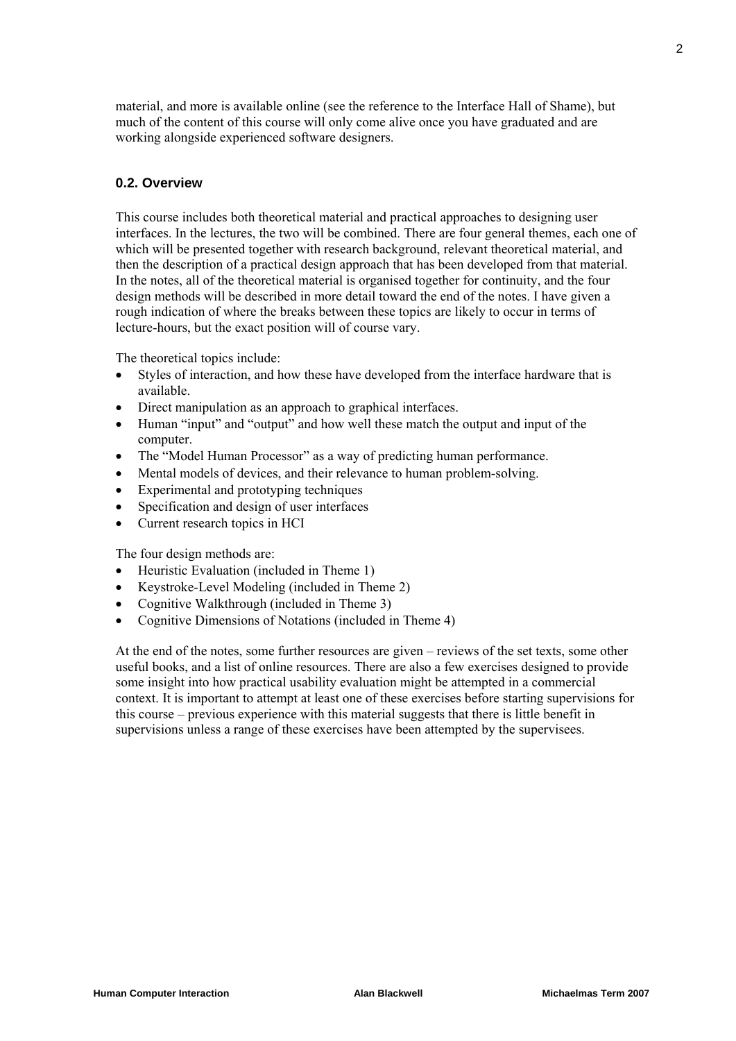material, and more is available online (see the reference to the Interface Hall of Shame), but much of the content of this course will only come alive once you have graduated and are working alongside experienced software designers.

### 0.2. Overview

This course includes both theoretical material and practical approaches to designing user interfaces. In the lectures, the two will be combined. There are four general themes, each one of which will be presented together with research background, relevant theoretical material, and then the description of a practical design approach that has been developed from that material. In the notes, all of the theoretical material is organised together for continuity, and the four design methods will be described in more detail toward the end of the notes. I have given a rough indication of where the breaks between these topics are likely to occur in terms of lecture-hours, but the exact position will of course vary.

The theoretical topics include:

- Styles of interaction, and how these have developed from the interface hardware that is available.
- Direct manipulation as an approach to graphical interfaces.
- Human "input" and "output" and how well these match the output and input of the computer.
- The "Model Human Processor" as a way of predicting human performance.
- Mental models of devices, and their relevance to human problem-solving.
- Experimental and prototyping techniques
- Specification and design of user interfaces
- Current research topics in HCI

The four design methods are:

- Heuristic Evaluation (included in Theme 1)
- Keystroke-Level Modeling (included in Theme 2)
- Cognitive Walkthrough (included in Theme 3)
- Cognitive Dimensions of Notations (included in Theme 4)

At the end of the notes, some further resources are given – reviews of the set texts, some other useful books, and a list of online resources. There are also a few exercises designed to provide some insight into how practical usability evaluation might be attempted in a commercial context. It is important to attempt at least one of these exercises before starting supervisions for this course – previous experience with this material suggests that there is little benefit in supervisions unless a range of these exercises have been attempted by the supervisees.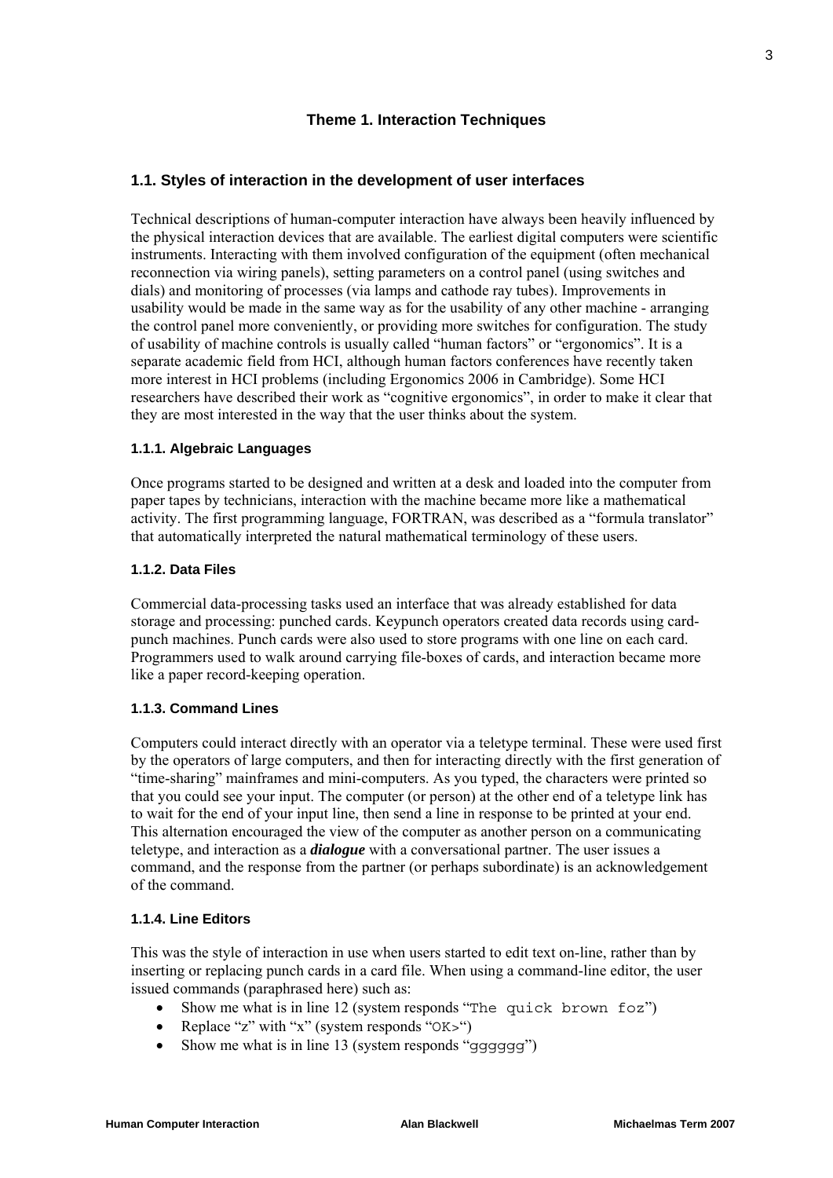# Theme 1. Interaction Techniques

## 1.1. Styles of interaction in the development of user interfaces

Technical descriptions of human-computer interaction have always been heavily influenced by the physical interaction devices that are available. The earliest digital computers were scientific instruments. Interacting with them involved configuration of the equipment (often mechanical reconnection via wiring panels), setting parameters on a control panel (using switches and dials) and monitoring of processes (via lamps and cathode ray tubes). Improvements in usability would be made in the same way as for the usability of any other machine - arranging the control panel more conveniently, or providing more switches for configuration. The study of usability of machine controls is usually called "human factors" or "ergonomics". It is a separate academic field from HCI, although human factors conferences have recently taken more interest in HCI problems (including Ergonomics 2006 in Cambridge). Some HCI researchers have described their work as "cognitive ergonomics", in order to make it clear that they are most interested in the way that the user thinks about the system.

### 1.1.1. Algebraic Languages

Once programs started to be designed and written at a desk and loaded into the computer from paper tapes by technicians, interaction with the machine became more like a mathematical activity. The first programming language, FORTRAN, was described as a "formula translator" that automatically interpreted the natural mathematical terminology of these users.

### 1.1.2. Data Files

Commercial data-processing tasks used an interface that was already established for data storage and processing: punched cards. Keypunch operators created data records using card-punch machines. Punch cards were also used to store programs with one line on each card. Programmers used to walk around carrying file-boxes of cards, and interaction became more like a paper record-keeping operation.

### 1.1.3. Command Lines

Computers could interact directly with an operator via a teletype terminal. These were used first by the operators of large computers, and then for interacting directly with the first generation of "time-sharing" mainframes and mini-computers. As you typed, the characters were printed so that you could see your input. The computer (or person) at the other end of a teletype link has to wait for the end of your input line, then send a line in response to be printed at your end. This alternation encouraged the view of the computer as another person on a communicating teletype, and interaction as a ***dialogue*** with a conversational partner. The user issues a command, and the response from the partner (or perhaps subordinate) is an acknowledgement of the command.

### 1.1.4. Line Editors

This was the style of interaction in use when users started to edit text on-line, rather than by inserting or replacing punch cards in a card file. When using a command-line editor, the user issued commands (paraphrased here) such as:

- Show me what is in line 12 (system responds "`The quick brown foz`")
- Replace "z" with "x" (system responds "`OK>`")
- Show me what is in line 13 (system responds "`gggggg`")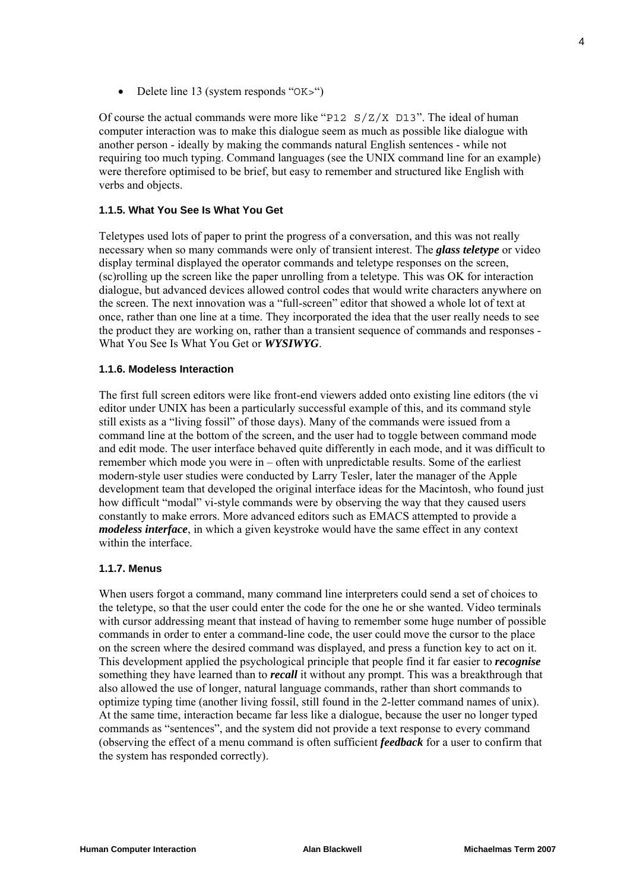- Delete line 13 (system responds "`OK>`")

Of course the actual commands were more like "`P12 S/Z/X D13`". The ideal of human computer interaction was to make this dialogue seem as much as possible like dialogue with another person - ideally by making the commands natural English sentences - while not requiring too much typing. Command languages (see the UNIX command line for an example) were therefore optimised to be brief, but easy to remember and structured like English with verbs and objects.

### 1.1.5. What You See Is What You Get

Teletypes used lots of paper to print the progress of a conversation, and this was not really necessary when so many commands were only of transient interest. The ***glass teletype*** or video display terminal displayed the operator commands and teletype responses on the screen, (sc)rolling up the screen like the paper unrolling from a teletype. This was OK for interaction dialogue, but advanced devices allowed control codes that would write characters anywhere on the screen. The next innovation was a "full-screen" editor that showed a whole lot of text at once, rather than one line at a time. They incorporated the idea that the user really needs to see the product they are working on, rather than a transient sequence of commands and responses - What You See Is What You Get or ***WYSIWYG***.

### 1.1.6. Modeless Interaction

The first full screen editors were like front-end viewers added onto existing line editors (the vi editor under UNIX has been a particularly successful example of this, and its command style still exists as a "living fossil" of those days). Many of the commands were issued from a command line at the bottom of the screen, and the user had to toggle between command mode and edit mode. The user interface behaved quite differently in each mode, and it was difficult to remember which mode you were in – often with unpredictable results. Some of the earliest modern-style user studies were conducted by Larry Tesler, later the manager of the Apple development team that developed the original interface ideas for the Macintosh, who found just how difficult "modal" vi-style commands were by observing the way that they caused users constantly to make errors. More advanced editors such as EMACS attempted to provide a ***modeless interface***, in which a given keystroke would have the same effect in any context within the interface.

### 1.1.7. Menus

When users forgot a command, many command line interpreters could send a set of choices to the teletype, so that the user could enter the code for the one he or she wanted. Video terminals with cursor addressing meant that instead of having to remember some huge number of possible commands in order to enter a command-line code, the user could move the cursor to the place on the screen where the desired command was displayed, and press a function key to act on it. This development applied the psychological principle that people find it far easier to ***recognise*** something they have learned than to ***recall*** it without any prompt. This was a breakthrough that also allowed the use of longer, natural language commands, rather than short commands to optimize typing time (another living fossil, still found in the 2-letter command names of unix). At the same time, interaction became far less like a dialogue, because the user no longer typed commands as "sentences", and the system did not provide a text response to every command (observing the effect of a menu command is often sufficient ***feedback*** for a user to confirm that the system has responded correctly).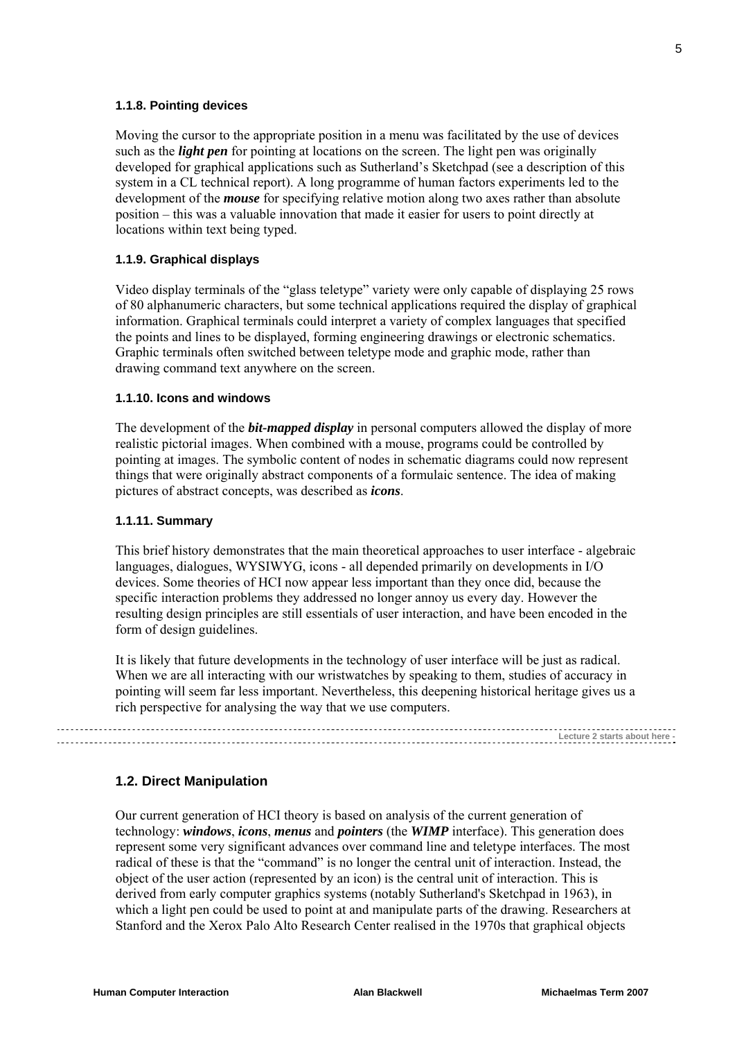#### 1.1.8. Pointing devices

Moving the cursor to the appropriate position in a menu was facilitated by the use of devices such as the ***light pen*** for pointing at locations on the screen. The light pen was originally developed for graphical applications such as Sutherland's Sketchpad (see a description of this system in a CL technical report). A long programme of human factors experiments led to the development of the ***mouse*** for specifying relative motion along two axes rather than absolute position – this was a valuable innovation that made it easier for users to point directly at locations within text being typed.

#### 1.1.9. Graphical displays

Video display terminals of the "glass teletype" variety were only capable of displaying 25 rows of 80 alphanumeric characters, but some technical applications required the display of graphical information. Graphical terminals could interpret a variety of complex languages that specified the points and lines to be displayed, forming engineering drawings or electronic schematics. Graphic terminals often switched between teletype mode and graphic mode, rather than drawing command text anywhere on the screen.

#### 1.1.10. Icons and windows

The development of the ***bit-mapped display*** in personal computers allowed the display of more realistic pictorial images. When combined with a mouse, programs could be controlled by pointing at images. The symbolic content of nodes in schematic diagrams could now represent things that were originally abstract components of a formulaic sentence. The idea of making pictures of abstract concepts, was described as ***icons***.

#### 1.1.11. Summary

This brief history demonstrates that the main theoretical approaches to user interface - algebraic languages, dialogues, WYSIWYG, icons - all depended primarily on developments in I/O devices. Some theories of HCI now appear less important than they once did, because the specific interaction problems they addressed no longer annoy us every day. However the resulting design principles are still essentials of user interaction, and have been encoded in the form of design guidelines.

It is likely that future developments in the technology of user interface will be just as radical. When we are all interacting with our wristwatches by speaking to them, studies of accuracy in pointing will seem far less important. Nevertheless, this deepening historical heritage gives us a rich perspective for analysing the way that we use computers.

---

Lecture 2 starts about here -

---

### 1.2. Direct Manipulation

Our current generation of HCI theory is based on analysis of the current generation of technology: ***windows***, ***icons***, ***menus*** and ***pointers*** (the ***WIMP*** interface). This generation does represent some very significant advances over command line and teletype interfaces. The most radical of these is that the "command" is no longer the central unit of interaction. Instead, the object of the user action (represented by an icon) is the central unit of interaction. This is derived from early computer graphics systems (notably Sutherland's Sketchpad in 1963), in which a light pen could be used to point at and manipulate parts of the drawing. Researchers at Stanford and the Xerox Palo Alto Research Center realised in the 1970s that graphical objects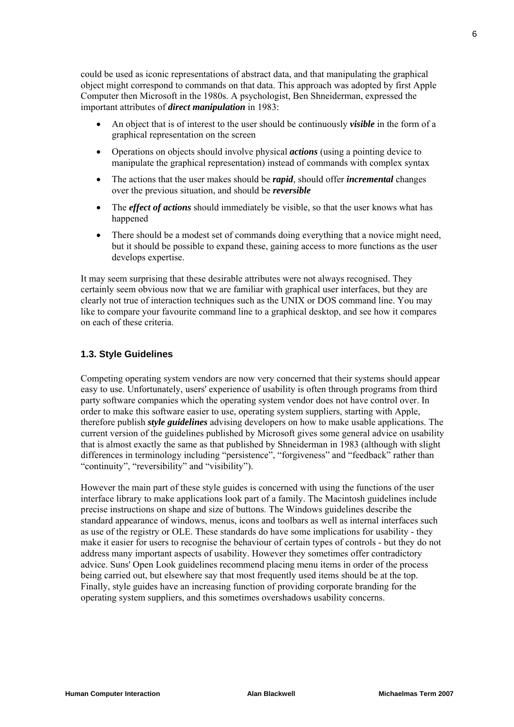could be used as iconic representations of abstract data, and that manipulating the graphical object might correspond to commands on that data. This approach was adopted by first Apple Computer then Microsoft in the 1980s. A psychologist, Ben Shneiderman, expressed the important attributes of ***direct manipulation*** in 1983:

- An object that is of interest to the user should be continuously ***visible*** in the form of a graphical representation on the screen
- Operations on objects should involve physical ***actions*** (using a pointing device to manipulate the graphical representation) instead of commands with complex syntax
- The actions that the user makes should be ***rapid***, should offer ***incremental*** changes over the previous situation, and should be ***reversible***
- The ***effect of actions*** should immediately be visible, so that the user knows what has happened
- There should be a modest set of commands doing everything that a novice might need, but it should be possible to expand these, gaining access to more functions as the user develops expertise.

It may seem surprising that these desirable attributes were not always recognised. They certainly seem obvious now that we are familiar with graphical user interfaces, but they are clearly not true of interaction techniques such as the UNIX or DOS command line. You may like to compare your favourite command line to a graphical desktop, and see how it compares on each of these criteria.

### 1.3. Style Guidelines

Competing operating system vendors are now very concerned that their systems should appear easy to use. Unfortunately, users' experience of usability is often through programs from third party software companies which the operating system vendor does not have control over. In order to make this software easier to use, operating system suppliers, starting with Apple, therefore publish ***style guidelines*** advising developers on how to make usable applications. The current version of the guidelines published by Microsoft gives some general advice on usability that is almost exactly the same as that published by Shneiderman in 1983 (although with slight differences in terminology including "persistence", "forgiveness" and "feedback" rather than "continuity", "reversibility" and "visibility").

However the main part of these style guides is concerned with using the functions of the user interface library to make applications look part of a family. The Macintosh guidelines include precise instructions on shape and size of buttons. The Windows guidelines describe the standard appearance of windows, menus, icons and toolbars as well as internal interfaces such as use of the registry or OLE. These standards do have some implications for usability - they make it easier for users to recognise the behaviour of certain types of controls - but they do not address many important aspects of usability. However they sometimes offer contradictory advice. Suns' Open Look guidelines recommend placing menu items in order of the process being carried out, but elsewhere say that most frequently used items should be at the top. Finally, style guides have an increasing function of providing corporate branding for the operating system suppliers, and this sometimes overshadows usability concerns.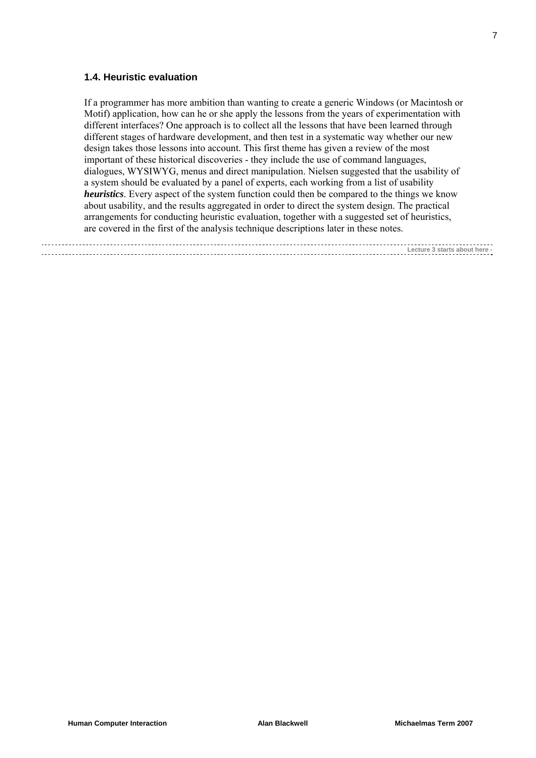### 1.4. Heuristic evaluation

If a programmer has more ambition than wanting to create a generic Windows (or Macintosh or Motif) application, how can he or she apply the lessons from the years of experimentation with different interfaces? One approach is to collect all the lessons that have been learned through different stages of hardware development, and then test in a systematic way whether our new design takes those lessons into account. This first theme has given a review of the most important of these historical discoveries - they include the use of command languages, dialogues, WYSIWYG, menus and direct manipulation. Nielsen suggested that the usability of a system should be evaluated by a panel of experts, each working from a list of usability ***heuristics***. Every aspect of the system function could then be compared to the things we know about usability, and the results aggregated in order to direct the system design. The practical arrangements for conducting heuristic evaluation, together with a suggested set of heuristics, are covered in the first of the analysis technique descriptions later in these notes.

---

**Lecture 3 starts about here -**

---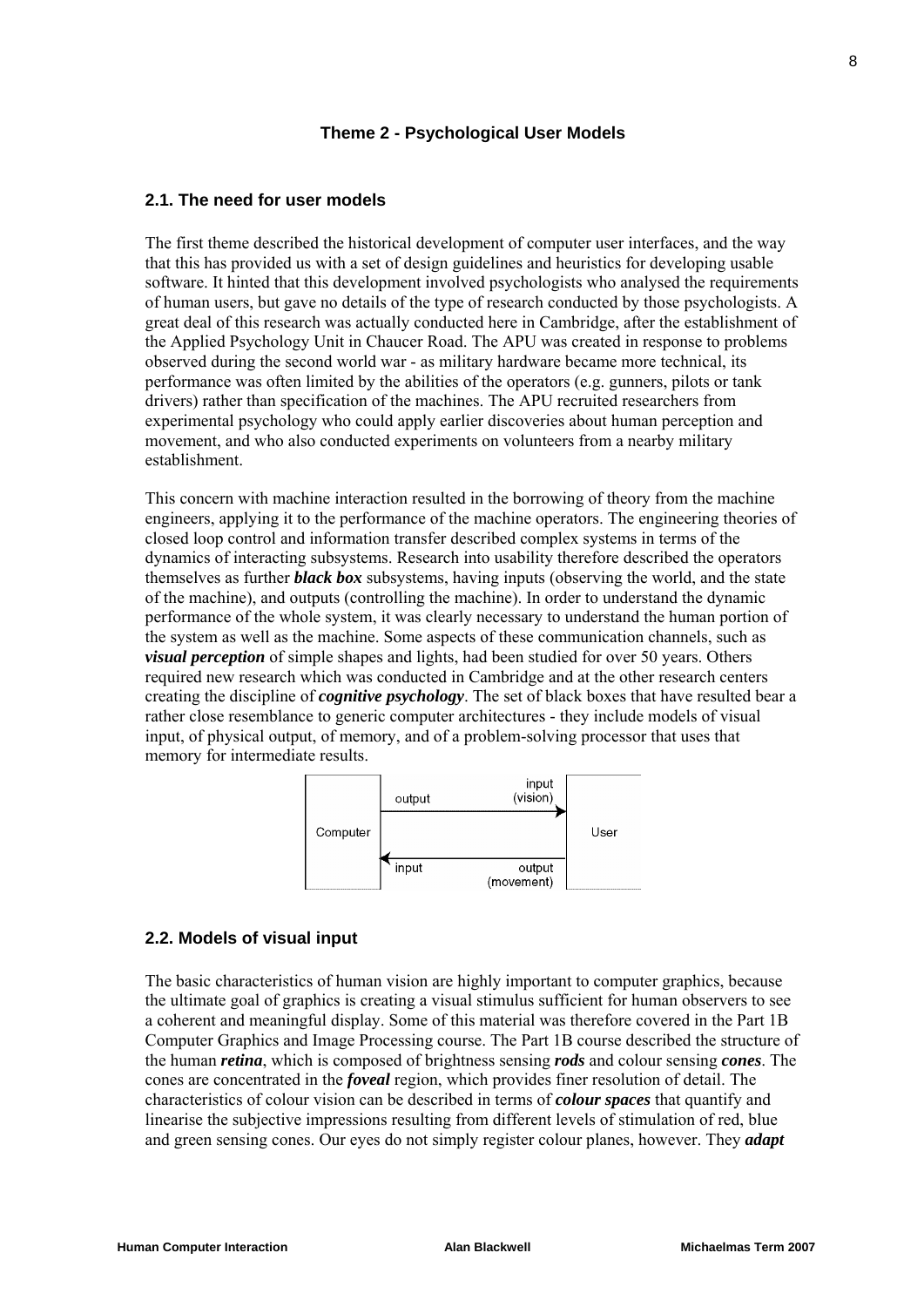# Theme 2 - Psychological User Models

## 2.1. The need for user models

The first theme described the historical development of computer user interfaces, and the way that this has provided us with a set of design guidelines and heuristics for developing usable software. It hinted that this development involved psychologists who analysed the requirements of human users, but gave no details of the type of research conducted by those psychologists. A great deal of this research was actually conducted here in Cambridge, after the establishment of the Applied Psychology Unit in Chaucer Road. The APU was created in response to problems observed during the second world war - as military hardware became more technical, its performance was often limited by the abilities of the operators (e.g. gunners, pilots or tank drivers) rather than specification of the machines. The APU recruited researchers from experimental psychology who could apply earlier discoveries about human perception and movement, and who also conducted experiments on volunteers from a nearby military establishment.

This concern with machine interaction resulted in the borrowing of theory from the machine engineers, applying it to the performance of the machine operators. The engineering theories of closed loop control and information transfer described complex systems in terms of the dynamics of interacting subsystems. Research into usability therefore described the operators themselves as further ***black box*** subsystems, having inputs (observing the world, and the state of the machine), and outputs (controlling the machine). In order to understand the dynamic performance of the whole system, it was clearly necessary to understand the human portion of the system as well as the machine. Some aspects of these communication channels, such as ***visual perception*** of simple shapes and lights, had been studied for over 50 years. Others required new research which was conducted in Cambridge and at the other research centers creating the discipline of ***cognitive psychology***. The set of black boxes that have resulted bear a rather close resemblance to generic computer architectures - they include models of visual input, of physical output, of memory, and of a problem-solving processor that uses that memory for intermediate results.

Computer — output → input (vision) — User
User — output (movement) → input — Computer

## 2.2. Models of visual input

The basic characteristics of human vision are highly important to computer graphics, because the ultimate goal of graphics is creating a visual stimulus sufficient for human observers to see a coherent and meaningful display. Some of this material was therefore covered in the Part 1B Computer Graphics and Image Processing course. The Part 1B course described the structure of the human ***retina***, which is composed of brightness sensing ***rods*** and colour sensing ***cones***. The cones are concentrated in the ***foveal*** region, which provides finer resolution of detail. The characteristics of colour vision can be described in terms of ***colour spaces*** that quantify and linearise the subjective impressions resulting from different levels of stimulation of red, blue and green sensing cones. Our eyes do not simply register colour planes, however. They ***adapt***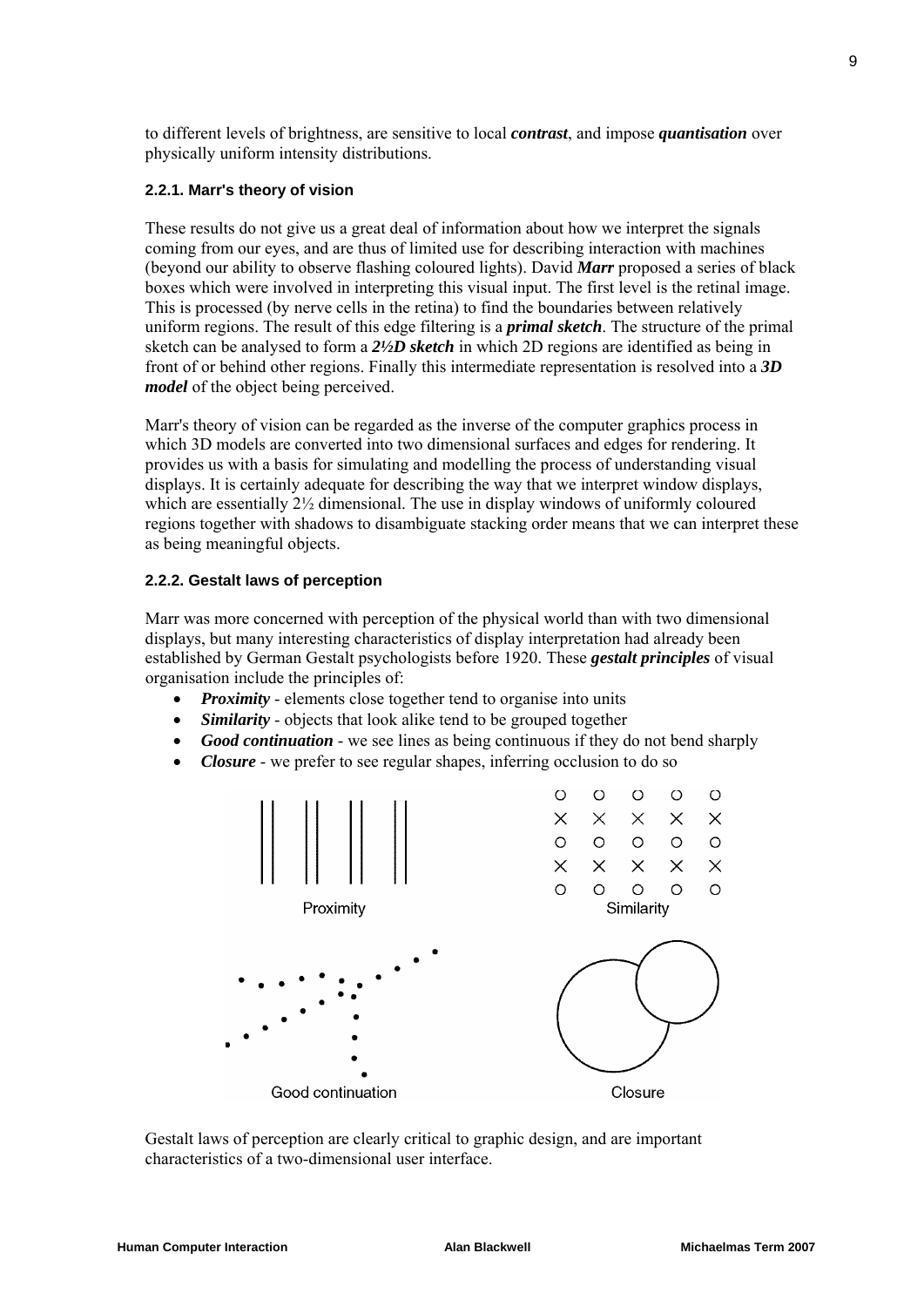to different levels of brightness, are sensitive to local ***contrast***, and impose ***quantisation*** over physically uniform intensity distributions.

### 2.2.1. Marr's theory of vision

These results do not give us a great deal of information about how we interpret the signals coming from our eyes, and are thus of limited use for describing interaction with machines (beyond our ability to observe flashing coloured lights). David ***Marr*** proposed a series of black boxes which were involved in interpreting this visual input. The first level is the retinal image. This is processed (by nerve cells in the retina) to find the boundaries between relatively uniform regions. The result of this edge filtering is a ***primal sketch***. The structure of the primal sketch can be analysed to form a ***2½D sketch*** in which 2D regions are identified as being in front of or behind other regions. Finally this intermediate representation is resolved into a ***3D model*** of the object being perceived.

Marr's theory of vision can be regarded as the inverse of the computer graphics process in which 3D models are converted into two dimensional surfaces and edges for rendering. It provides us with a basis for simulating and modelling the process of understanding visual displays. It is certainly adequate for describing the way that we interpret window displays, which are essentially 2½ dimensional. The use in display windows of uniformly coloured regions together with shadows to disambiguate stacking order means that we can interpret these as being meaningful objects.

### 2.2.2. Gestalt laws of perception

Marr was more concerned with perception of the physical world than with two dimensional displays, but many interesting characteristics of display interpretation had already been established by German Gestalt psychologists before 1920. These ***gestalt principles*** of visual organisation include the principles of:

- ***Proximity*** - elements close together tend to organise into units
- ***Similarity*** - objects that look alike tend to be grouped together
- ***Good continuation*** - we see lines as being continuous if they do not bend sharply
- ***Closure*** - we prefer to see regular shapes, inferring occlusion to do so

Proximity

Similarity

Good continuation

Closure

Gestalt laws of perception are clearly critical to graphic design, and are important characteristics of a two-dimensional user interface.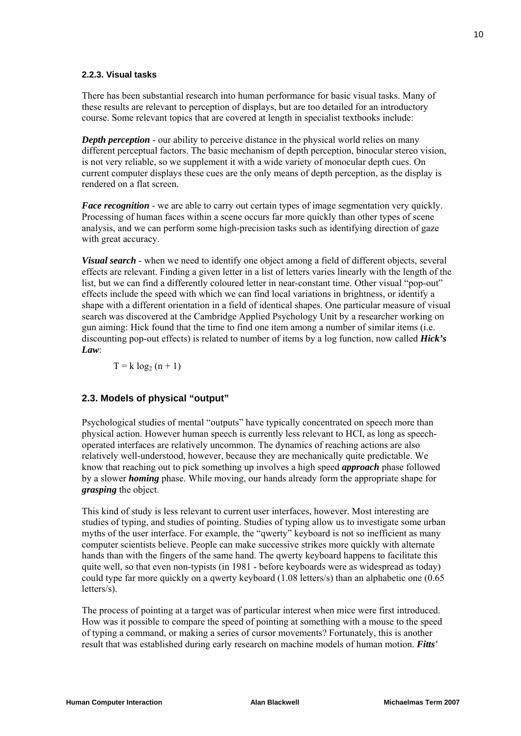### 2.2.3. Visual tasks

There has been substantial research into human performance for basic visual tasks. Many of these results are relevant to perception of displays, but are too detailed for an introductory course. Some relevant topics that are covered at length in specialist textbooks include:

***Depth perception*** - our ability to perceive distance in the physical world relies on many different perceptual factors. The basic mechanism of depth perception, binocular stereo vision, is not very reliable, so we supplement it with a wide variety of monocular depth cues. On current computer displays these cues are the only means of depth perception, as the display is rendered on a flat screen.

***Face recognition*** - we are able to carry out certain types of image segmentation very quickly. Processing of human faces within a scene occurs far more quickly than other types of scene analysis, and we can perform some high-precision tasks such as identifying direction of gaze with great accuracy.

***Visual search*** - when we need to identify one object among a field of different objects, several effects are relevant. Finding a given letter in a list of letters varies linearly with the length of the list, but we can find a differently coloured letter in near-constant time. Other visual "pop-out" effects include the speed with which we can find local variations in brightness, or identify a shape with a different orientation in a field of identical shapes. One particular measure of visual search was discovered at the Cambridge Applied Psychology Unit by a researcher working on gun aiming: Hick found that the time to find one item among a number of similar items (i.e. discounting pop-out effects) is related to number of items by a log function, now called ***Hick's Law***:

$$T = k \log_2 (n + 1)$$

## 2.3. Models of physical "output"

Psychological studies of mental "outputs" have typically concentrated on speech more than physical action. However human speech is currently less relevant to HCI, as long as speech-operated interfaces are relatively uncommon. The dynamics of reaching actions are also relatively well-understood, however, because they are mechanically quite predictable. We know that reaching out to pick something up involves a high speed ***approach*** phase followed by a slower ***homing*** phase. While moving, our hands already form the appropriate shape for ***grasping*** the object.

This kind of study is less relevant to current user interfaces, however. Most interesting are studies of typing, and studies of pointing. Studies of typing allow us to investigate some urban myths of the user interface. For example, the "qwerty" keyboard is not so inefficient as many computer scientists believe. People can make successive strikes more quickly with alternate hands than with the fingers of the same hand. The qwerty keyboard happens to facilitate this quite well, so that even non-typists (in 1981 - before keyboards were as widespread as today) could type far more quickly on a qwerty keyboard (1.08 letters/s) than an alphabetic one (0.65 letters/s).

The process of pointing at a target was of particular interest when mice were first introduced. How was it possible to compare the speed of pointing at something with a mouse to the speed of typing a command, or making a series of cursor movements? Fortunately, this is another result that was established during early research on machine models of human motion. ***Fitts'***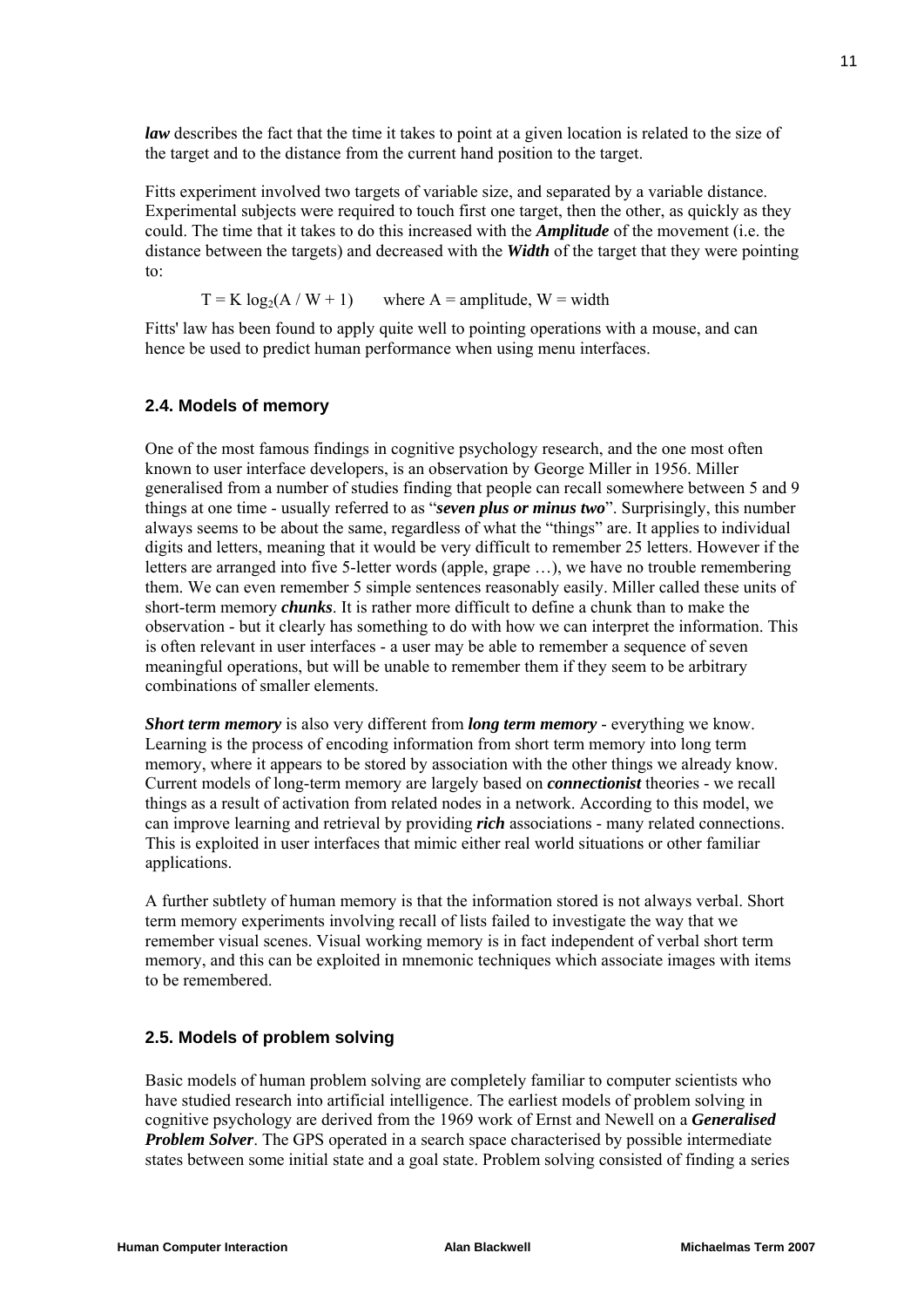***law*** describes the fact that the time it takes to point at a given location is related to the size of the target and to the distance from the current hand position to the target.

Fitts experiment involved two targets of variable size, and separated by a variable distance. Experimental subjects were required to touch first one target, then the other, as quickly as they could. The time that it takes to do this increased with the ***Amplitude*** of the movement (i.e. the distance between the targets) and decreased with the ***Width*** of the target that they were pointing to:

$$T = K \log_2(A / W + 1) \qquad \text{where } A = \text{amplitude},\ W = \text{width}$$

Fitts' law has been found to apply quite well to pointing operations with a mouse, and can hence be used to predict human performance when using menu interfaces.

## 2.4. Models of memory

One of the most famous findings in cognitive psychology research, and the one most often known to user interface developers, is an observation by George Miller in 1956. Miller generalised from a number of studies finding that people can recall somewhere between 5 and 9 things at one time - usually referred to as "***seven plus or minus two***". Surprisingly, this number always seems to be about the same, regardless of what the "things" are. It applies to individual digits and letters, meaning that it would be very difficult to remember 25 letters. However if the letters are arranged into five 5-letter words (apple, grape …), we have no trouble remembering them. We can even remember 5 simple sentences reasonably easily. Miller called these units of short-term memory ***chunks***. It is rather more difficult to define a chunk than to make the observation - but it clearly has something to do with how we can interpret the information. This is often relevant in user interfaces - a user may be able to remember a sequence of seven meaningful operations, but will be unable to remember them if they seem to be arbitrary combinations of smaller elements.

***Short term memory*** is also very different from ***long term memory*** - everything we know. Learning is the process of encoding information from short term memory into long term memory, where it appears to be stored by association with the other things we already know. Current models of long-term memory are largely based on ***connectionist*** theories - we recall things as a result of activation from related nodes in a network. According to this model, we can improve learning and retrieval by providing ***rich*** associations - many related connections. This is exploited in user interfaces that mimic either real world situations or other familiar applications.

A further subtlety of human memory is that the information stored is not always verbal. Short term memory experiments involving recall of lists failed to investigate the way that we remember visual scenes. Visual working memory is in fact independent of verbal short term memory, and this can be exploited in mnemonic techniques which associate images with items to be remembered.

## 2.5. Models of problem solving

Basic models of human problem solving are completely familiar to computer scientists who have studied research into artificial intelligence. The earliest models of problem solving in cognitive psychology are derived from the 1969 work of Ernst and Newell on a ***Generalised Problem Solver***. The GPS operated in a search space characterised by possible intermediate states between some initial state and a goal state. Problem solving consisted of finding a series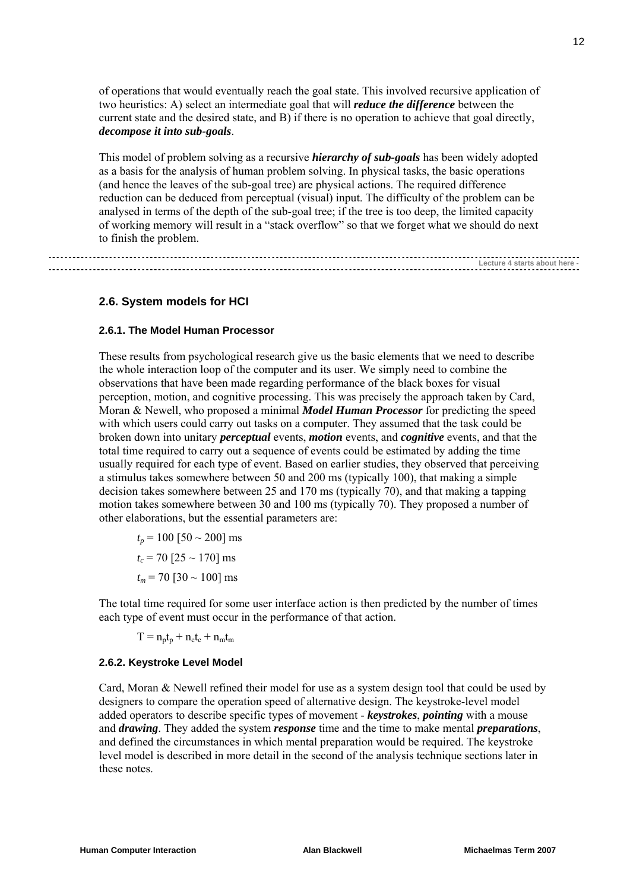of operations that would eventually reach the goal state. This involved recursive application of two heuristics: A) select an intermediate goal that will ***reduce the difference*** between the current state and the desired state, and B) if there is no operation to achieve that goal directly, ***decompose it into sub-goals***.

This model of problem solving as a recursive ***hierarchy of sub-goals*** has been widely adopted as a basis for the analysis of human problem solving. In physical tasks, the basic operations (and hence the leaves of the sub-goal tree) are physical actions. The required difference reduction can be deduced from perceptual (visual) input. The difficulty of the problem can be analysed in terms of the depth of the sub-goal tree; if the tree is too deep, the limited capacity of working memory will result in a "stack overflow" so that we forget what we should do next to finish the problem.

Lecture 4 starts about here -

## 2.6. System models for HCI

### 2.6.1. The Model Human Processor

These results from psychological research give us the basic elements that we need to describe the whole interaction loop of the computer and its user. We simply need to combine the observations that have been made regarding performance of the black boxes for visual perception, motion, and cognitive processing. This was precisely the approach taken by Card, Moran & Newell, who proposed a minimal ***Model Human Processor*** for predicting the speed with which users could carry out tasks on a computer. They assumed that the task could be broken down into unitary ***perceptual*** events, ***motion*** events, and ***cognitive*** events, and that the total time required to carry out a sequence of events could be estimated by adding the time usually required for each type of event. Based on earlier studies, they observed that perceiving a stimulus takes somewhere between 50 and 200 ms (typically 100), that making a simple decision takes somewhere between 25 and 170 ms (typically 70), and that making a tapping motion takes somewhere between 30 and 100 ms (typically 70). They proposed a number of other elaborations, but the essential parameters are:

$t_p = 100\ [50 \sim 200]$ ms

$t_c = 70\ [25 \sim 170]$ ms

$t_m = 70\ [30 \sim 100]$ ms

The total time required for some user interface action is then predicted by the number of times each type of event must occur in the performance of that action.

$$T = n_p t_p + n_c t_c + n_m t_m$$

### 2.6.2. Keystroke Level Model

Card, Moran & Newell refined their model for use as a system design tool that could be used by designers to compare the operation speed of alternative design. The keystroke-level model added operators to describe specific types of movement - ***keystrokes***, ***pointing*** with a mouse and ***drawing***. They added the system ***response*** time and the time to make mental ***preparations***, and defined the circumstances in which mental preparation would be required. The keystroke level model is described in more detail in the second of the analysis technique sections later in these notes.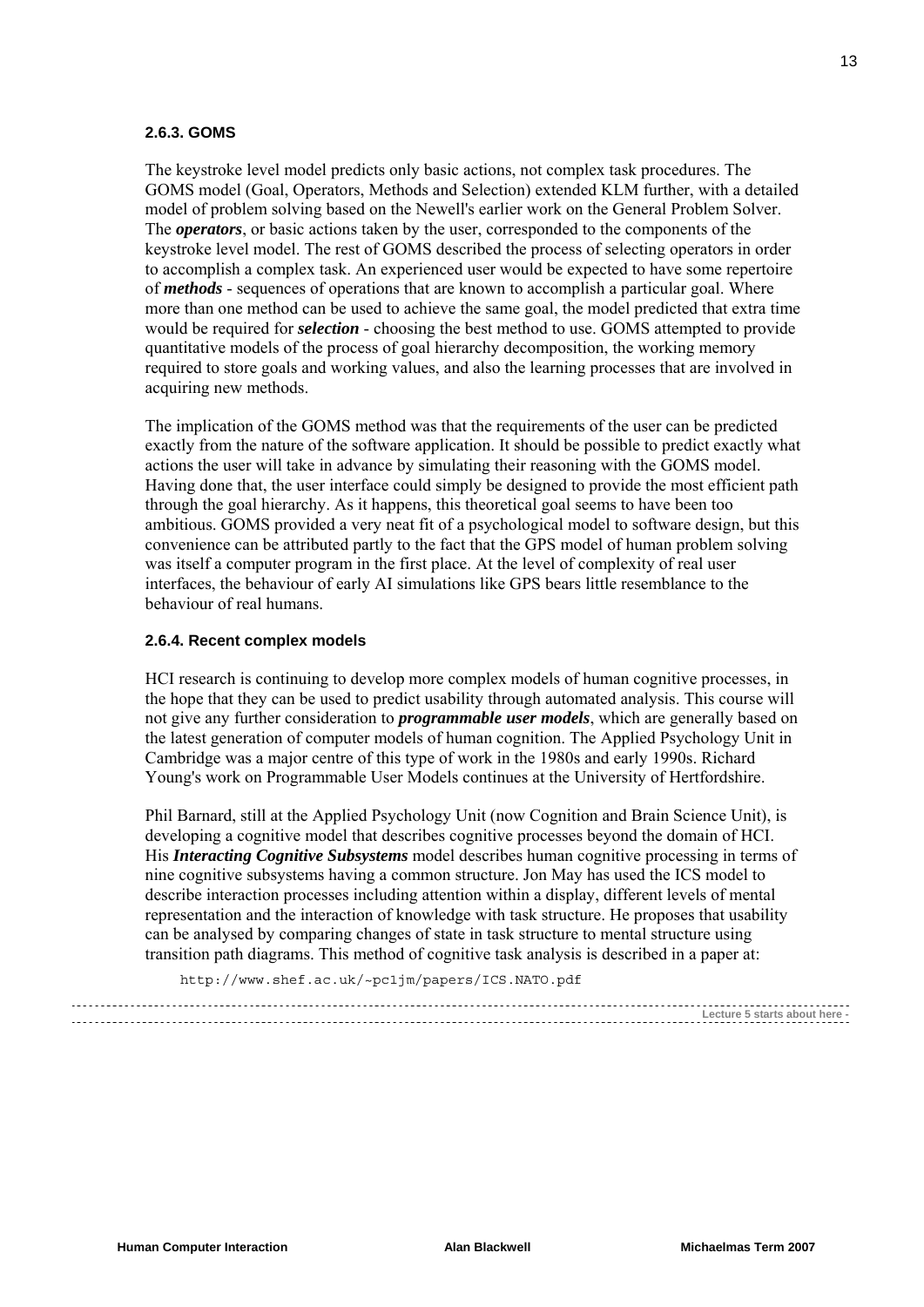### 2.6.3. GOMS

The keystroke level model predicts only basic actions, not complex task procedures. The GOMS model (Goal, Operators, Methods and Selection) extended KLM further, with a detailed model of problem solving based on the Newell's earlier work on the General Problem Solver. The ***operators***, or basic actions taken by the user, corresponded to the components of the keystroke level model. The rest of GOMS described the process of selecting operators in order to accomplish a complex task. An experienced user would be expected to have some repertoire of ***methods*** - sequences of operations that are known to accomplish a particular goal. Where more than one method can be used to achieve the same goal, the model predicted that extra time would be required for ***selection*** - choosing the best method to use. GOMS attempted to provide quantitative models of the process of goal hierarchy decomposition, the working memory required to store goals and working values, and also the learning processes that are involved in acquiring new methods.

The implication of the GOMS method was that the requirements of the user can be predicted exactly from the nature of the software application. It should be possible to predict exactly what actions the user will take in advance by simulating their reasoning with the GOMS model. Having done that, the user interface could simply be designed to provide the most efficient path through the goal hierarchy. As it happens, this theoretical goal seems to have been too ambitious. GOMS provided a very neat fit of a psychological model to software design, but this convenience can be attributed partly to the fact that the GPS model of human problem solving was itself a computer program in the first place. At the level of complexity of real user interfaces, the behaviour of early AI simulations like GPS bears little resemblance to the behaviour of real humans.

### 2.6.4. Recent complex models

HCI research is continuing to develop more complex models of human cognitive processes, in the hope that they can be used to predict usability through automated analysis. This course will not give any further consideration to ***programmable user models***, which are generally based on the latest generation of computer models of human cognition. The Applied Psychology Unit in Cambridge was a major centre of this type of work in the 1980s and early 1990s. Richard Young's work on Programmable User Models continues at the University of Hertfordshire.

Phil Barnard, still at the Applied Psychology Unit (now Cognition and Brain Science Unit), is developing a cognitive model that describes cognitive processes beyond the domain of HCI. His ***Interacting Cognitive Subsystems*** model describes human cognitive processing in terms of nine cognitive subsystems having a common structure. Jon May has used the ICS model to describe interaction processes including attention within a display, different levels of mental representation and the interaction of knowledge with task structure. He proposes that usability can be analysed by comparing changes of state in task structure to mental structure using transition path diagrams. This method of cognitive task analysis is described in a paper at:

```
http://www.shef.ac.uk/~pc1jm/papers/ICS.NATO.pdf
```

---

Lecture 5 starts about here -

---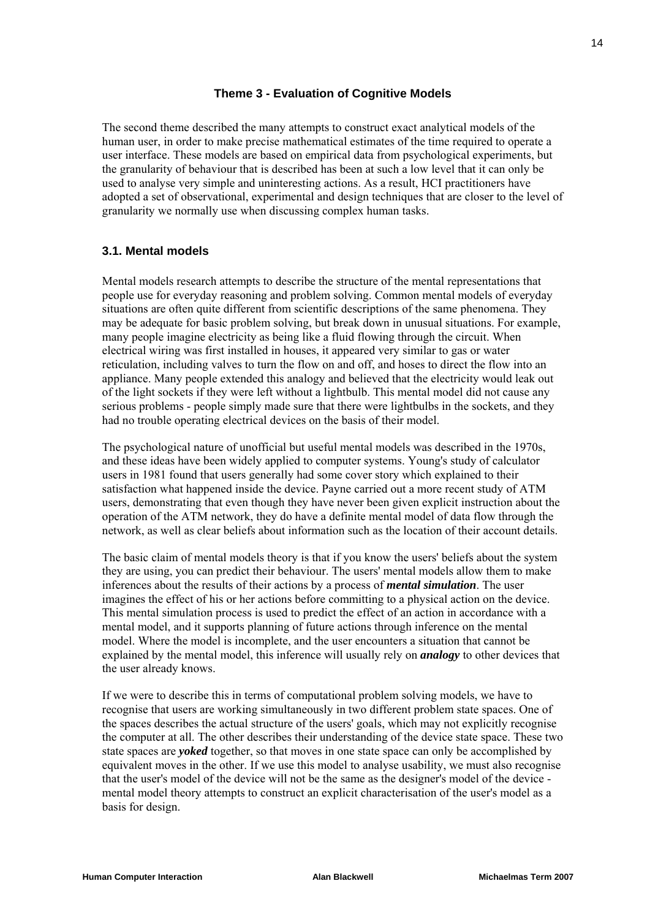## Theme 3 - Evaluation of Cognitive Models

The second theme described the many attempts to construct exact analytical models of the human user, in order to make precise mathematical estimates of the time required to operate a user interface. These models are based on empirical data from psychological experiments, but the granularity of behaviour that is described has been at such a low level that it can only be used to analyse very simple and uninteresting actions. As a result, HCI practitioners have adopted a set of observational, experimental and design techniques that are closer to the level of granularity we normally use when discussing complex human tasks.

### 3.1. Mental models

Mental models research attempts to describe the structure of the mental representations that people use for everyday reasoning and problem solving. Common mental models of everyday situations are often quite different from scientific descriptions of the same phenomena. They may be adequate for basic problem solving, but break down in unusual situations. For example, many people imagine electricity as being like a fluid flowing through the circuit. When electrical wiring was first installed in houses, it appeared very similar to gas or water reticulation, including valves to turn the flow on and off, and hoses to direct the flow into an appliance. Many people extended this analogy and believed that the electricity would leak out of the light sockets if they were left without a lightbulb. This mental model did not cause any serious problems - people simply made sure that there were lightbulbs in the sockets, and they had no trouble operating electrical devices on the basis of their model.

The psychological nature of unofficial but useful mental models was described in the 1970s, and these ideas have been widely applied to computer systems. Young's study of calculator users in 1981 found that users generally had some cover story which explained to their satisfaction what happened inside the device. Payne carried out a more recent study of ATM users, demonstrating that even though they have never been given explicit instruction about the operation of the ATM network, they do have a definite mental model of data flow through the network, as well as clear beliefs about information such as the location of their account details.

The basic claim of mental models theory is that if you know the users' beliefs about the system they are using, you can predict their behaviour. The users' mental models allow them to make inferences about the results of their actions by a process of ***mental simulation***. The user imagines the effect of his or her actions before committing to a physical action on the device. This mental simulation process is used to predict the effect of an action in accordance with a mental model, and it supports planning of future actions through inference on the mental model. Where the model is incomplete, and the user encounters a situation that cannot be explained by the mental model, this inference will usually rely on ***analogy*** to other devices that the user already knows.

If we were to describe this in terms of computational problem solving models, we have to recognise that users are working simultaneously in two different problem state spaces. One of the spaces describes the actual structure of the users' goals, which may not explicitly recognise the computer at all. The other describes their understanding of the device state space. These two state spaces are ***yoked*** together, so that moves in one state space can only be accomplished by equivalent moves in the other. If we use this model to analyse usability, we must also recognise that the user's model of the device will not be the same as the designer's model of the device - mental model theory attempts to construct an explicit characterisation of the user's model as a basis for design.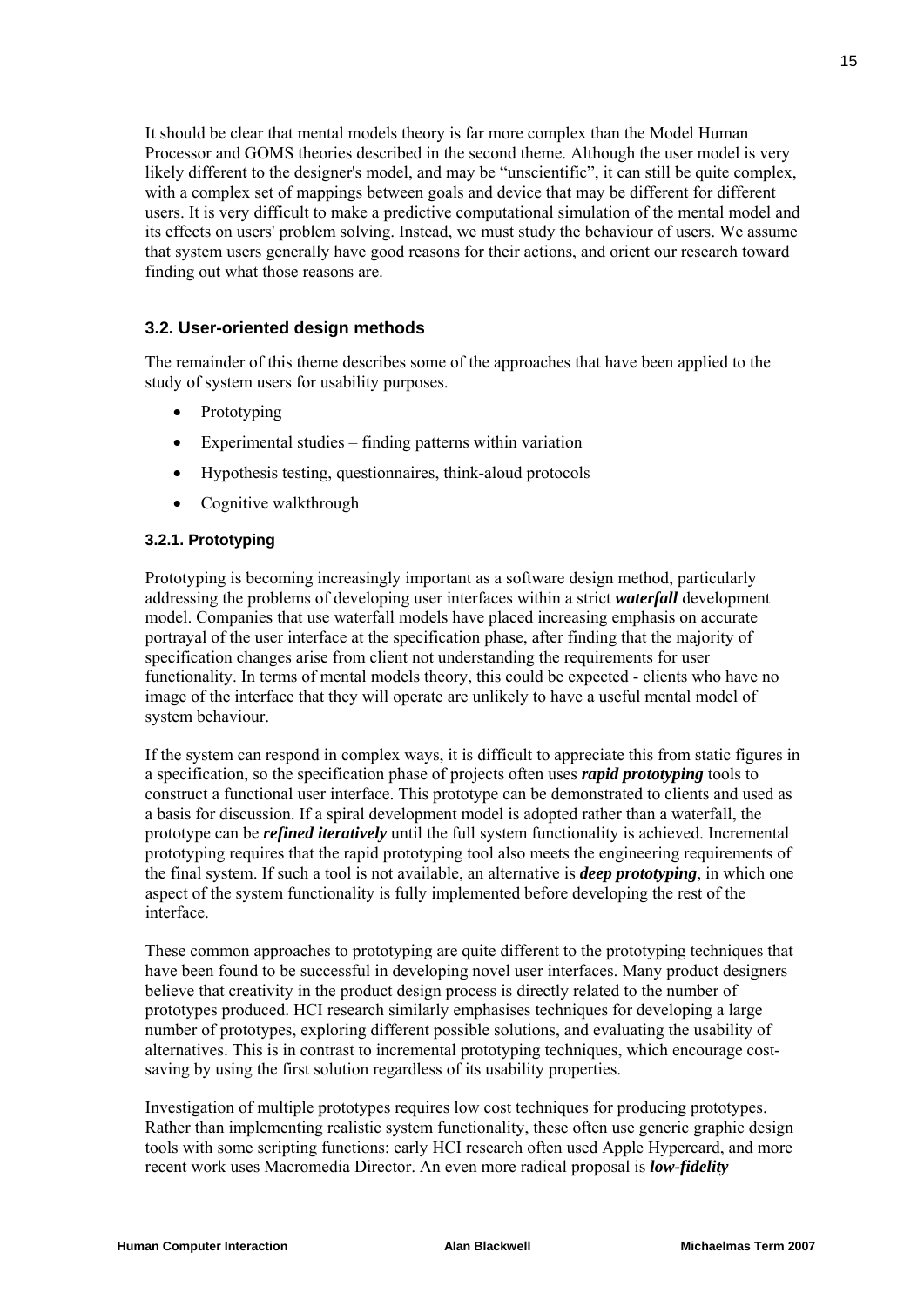It should be clear that mental models theory is far more complex than the Model Human Processor and GOMS theories described in the second theme. Although the user model is very likely different to the designer's model, and may be "unscientific", it can still be quite complex, with a complex set of mappings between goals and device that may be different for different users. It is very difficult to make a predictive computational simulation of the mental model and its effects on users' problem solving. Instead, we must study the behaviour of users. We assume that system users generally have good reasons for their actions, and orient our research toward finding out what those reasons are.

## 3.2. User-oriented design methods

The remainder of this theme describes some of the approaches that have been applied to the study of system users for usability purposes.

- Prototyping
- Experimental studies – finding patterns within variation
- Hypothesis testing, questionnaires, think-aloud protocols
- Cognitive walkthrough

### 3.2.1. Prototyping

Prototyping is becoming increasingly important as a software design method, particularly addressing the problems of developing user interfaces within a strict ***waterfall*** development model. Companies that use waterfall models have placed increasing emphasis on accurate portrayal of the user interface at the specification phase, after finding that the majority of specification changes arise from client not understanding the requirements for user functionality. In terms of mental models theory, this could be expected - clients who have no image of the interface that they will operate are unlikely to have a useful mental model of system behaviour.

If the system can respond in complex ways, it is difficult to appreciate this from static figures in a specification, so the specification phase of projects often uses ***rapid prototyping*** tools to construct a functional user interface. This prototype can be demonstrated to clients and used as a basis for discussion. If a spiral development model is adopted rather than a waterfall, the prototype can be ***refined iteratively*** until the full system functionality is achieved. Incremental prototyping requires that the rapid prototyping tool also meets the engineering requirements of the final system. If such a tool is not available, an alternative is ***deep prototyping***, in which one aspect of the system functionality is fully implemented before developing the rest of the interface.

These common approaches to prototyping are quite different to the prototyping techniques that have been found to be successful in developing novel user interfaces. Many product designers believe that creativity in the product design process is directly related to the number of prototypes produced. HCI research similarly emphasises techniques for developing a large number of prototypes, exploring different possible solutions, and evaluating the usability of alternatives. This is in contrast to incremental prototyping techniques, which encourage cost-saving by using the first solution regardless of its usability properties.

Investigation of multiple prototypes requires low cost techniques for producing prototypes. Rather than implementing realistic system functionality, these often use generic graphic design tools with some scripting functions: early HCI research often used Apple Hypercard, and more recent work uses Macromedia Director. An even more radical proposal is ***low-fidelity***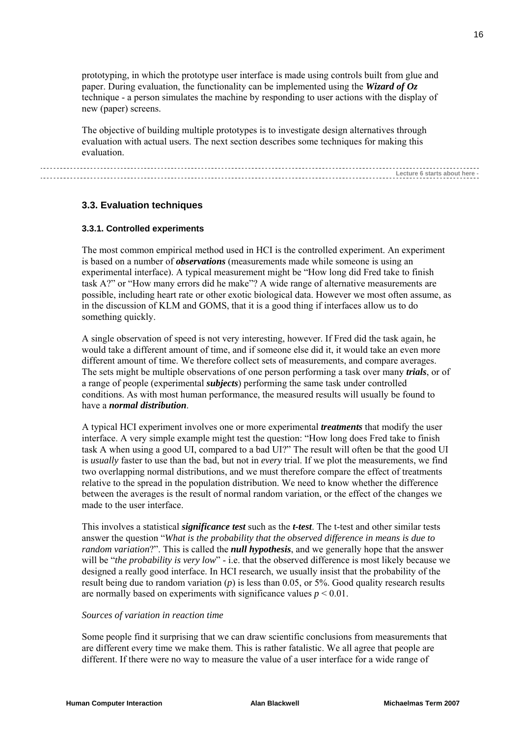prototyping, in which the prototype user interface is made using controls built from glue and paper. During evaluation, the functionality can be implemented using the ***Wizard of Oz*** technique - a person simulates the machine by responding to user actions with the display of new (paper) screens.

The objective of building multiple prototypes is to investigate design alternatives through evaluation with actual users. The next section describes some techniques for making this evaluation.

---

Lecture 6 starts about here -

---

## 3.3. Evaluation techniques

### 3.3.1. Controlled experiments

The most common empirical method used in HCI is the controlled experiment. An experiment is based on a number of ***observations*** (measurements made while someone is using an experimental interface). A typical measurement might be "How long did Fred take to finish task A?" or "How many errors did he make"? A wide range of alternative measurements are possible, including heart rate or other exotic biological data. However we most often assume, as in the discussion of KLM and GOMS, that it is a good thing if interfaces allow us to do something quickly.

A single observation of speed is not very interesting, however. If Fred did the task again, he would take a different amount of time, and if someone else did it, it would take an even more different amount of time. We therefore collect sets of measurements, and compare averages. The sets might be multiple observations of one person performing a task over many ***trials***, or of a range of people (experimental ***subjects***) performing the same task under controlled conditions. As with most human performance, the measured results will usually be found to have a ***normal distribution***.

A typical HCI experiment involves one or more experimental ***treatments*** that modify the user interface. A very simple example might test the question: "How long does Fred take to finish task A when using a good UI, compared to a bad UI?" The result will often be that the good UI is *usually* faster to use than the bad, but not in *every* trial. If we plot the measurements, we find two overlapping normal distributions, and we must therefore compare the effect of treatments relative to the spread in the population distribution. We need to know whether the difference between the averages is the result of normal random variation, or the effect of the changes we made to the user interface.

This involves a statistical ***significance test*** such as the ***t-test***. The t-test and other similar tests answer the question "*What is the probability that the observed difference in means is due to random variation*?". This is called the ***null hypothesis***, and we generally hope that the answer will be "*the probability is very low*" - i.e. that the observed difference is most likely because we designed a really good interface. In HCI research, we usually insist that the probability of the result being due to random variation ($p$) is less than 0.05, or 5%. Good quality research results are normally based on experiments with significance values $p < 0.01$.

*Sources of variation in reaction time*

Some people find it surprising that we can draw scientific conclusions from measurements that are different every time we make them. This is rather fatalistic. We all agree that people are different. If there were no way to measure the value of a user interface for a wide range of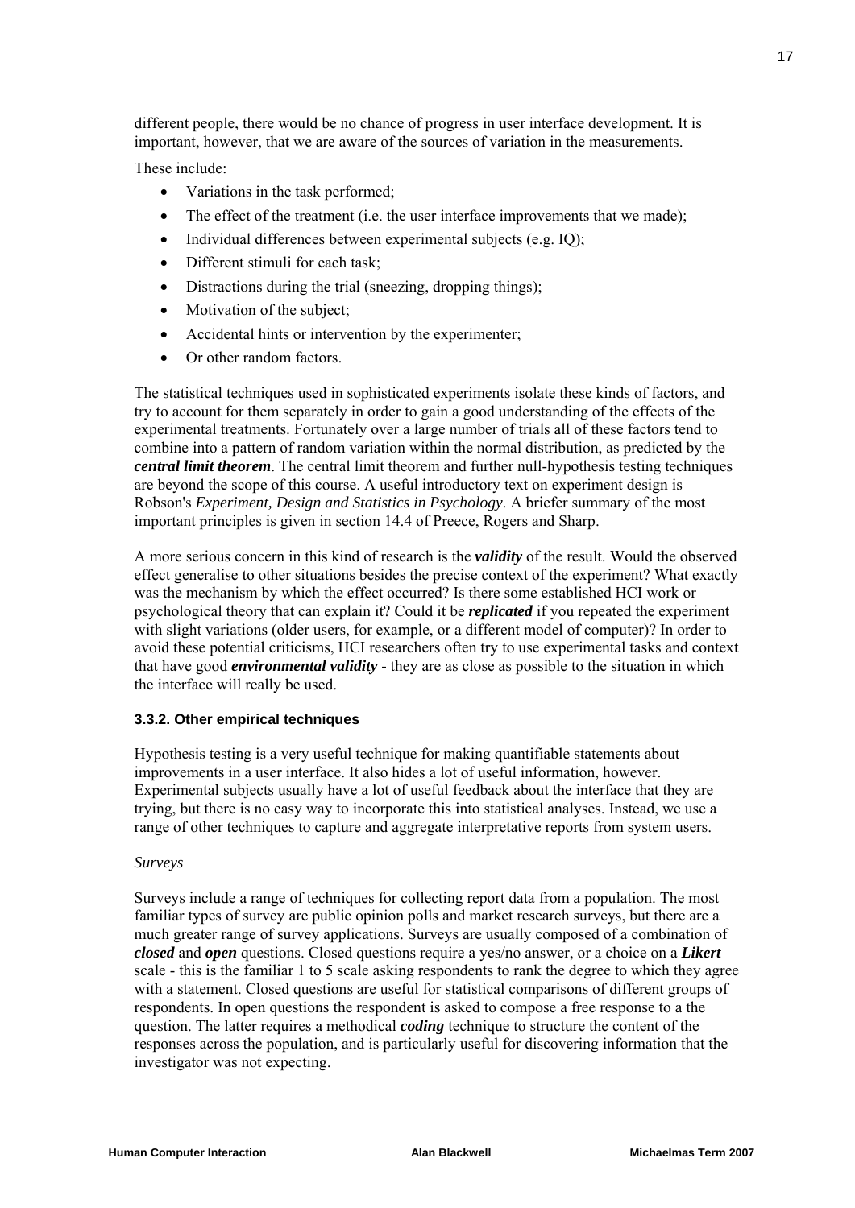different people, there would be no chance of progress in user interface development. It is important, however, that we are aware of the sources of variation in the measurements.

These include:

- Variations in the task performed;
- The effect of the treatment (i.e. the user interface improvements that we made);
- Individual differences between experimental subjects (e.g. IQ);
- Different stimuli for each task;
- Distractions during the trial (sneezing, dropping things);
- Motivation of the subject;
- Accidental hints or intervention by the experimenter;
- Or other random factors.

The statistical techniques used in sophisticated experiments isolate these kinds of factors, and try to account for them separately in order to gain a good understanding of the effects of the experimental treatments. Fortunately over a large number of trials all of these factors tend to combine into a pattern of random variation within the normal distribution, as predicted by the ***central limit theorem***. The central limit theorem and further null-hypothesis testing techniques are beyond the scope of this course. A useful introductory text on experiment design is Robson's *Experiment, Design and Statistics in Psychology*. A briefer summary of the most important principles is given in section 14.4 of Preece, Rogers and Sharp.

A more serious concern in this kind of research is the ***validity*** of the result. Would the observed effect generalise to other situations besides the precise context of the experiment? What exactly was the mechanism by which the effect occurred? Is there some established HCI work or psychological theory that can explain it? Could it be ***replicated*** if you repeated the experiment with slight variations (older users, for example, or a different model of computer)? In order to avoid these potential criticisms, HCI researchers often try to use experimental tasks and context that have good ***environmental validity*** - they are as close as possible to the situation in which the interface will really be used.

### 3.3.2. Other empirical techniques

Hypothesis testing is a very useful technique for making quantifiable statements about improvements in a user interface. It also hides a lot of useful information, however. Experimental subjects usually have a lot of useful feedback about the interface that they are trying, but there is no easy way to incorporate this into statistical analyses. Instead, we use a range of other techniques to capture and aggregate interpretative reports from system users.

*Surveys*

Surveys include a range of techniques for collecting report data from a population. The most familiar types of survey are public opinion polls and market research surveys, but there are a much greater range of survey applications. Surveys are usually composed of a combination of ***closed*** and ***open*** questions. Closed questions require a yes/no answer, or a choice on a ***Likert*** scale - this is the familiar 1 to 5 scale asking respondents to rank the degree to which they agree with a statement. Closed questions are useful for statistical comparisons of different groups of respondents. In open questions the respondent is asked to compose a free response to a the question. The latter requires a methodical ***coding*** technique to structure the content of the responses across the population, and is particularly useful for discovering information that the investigator was not expecting.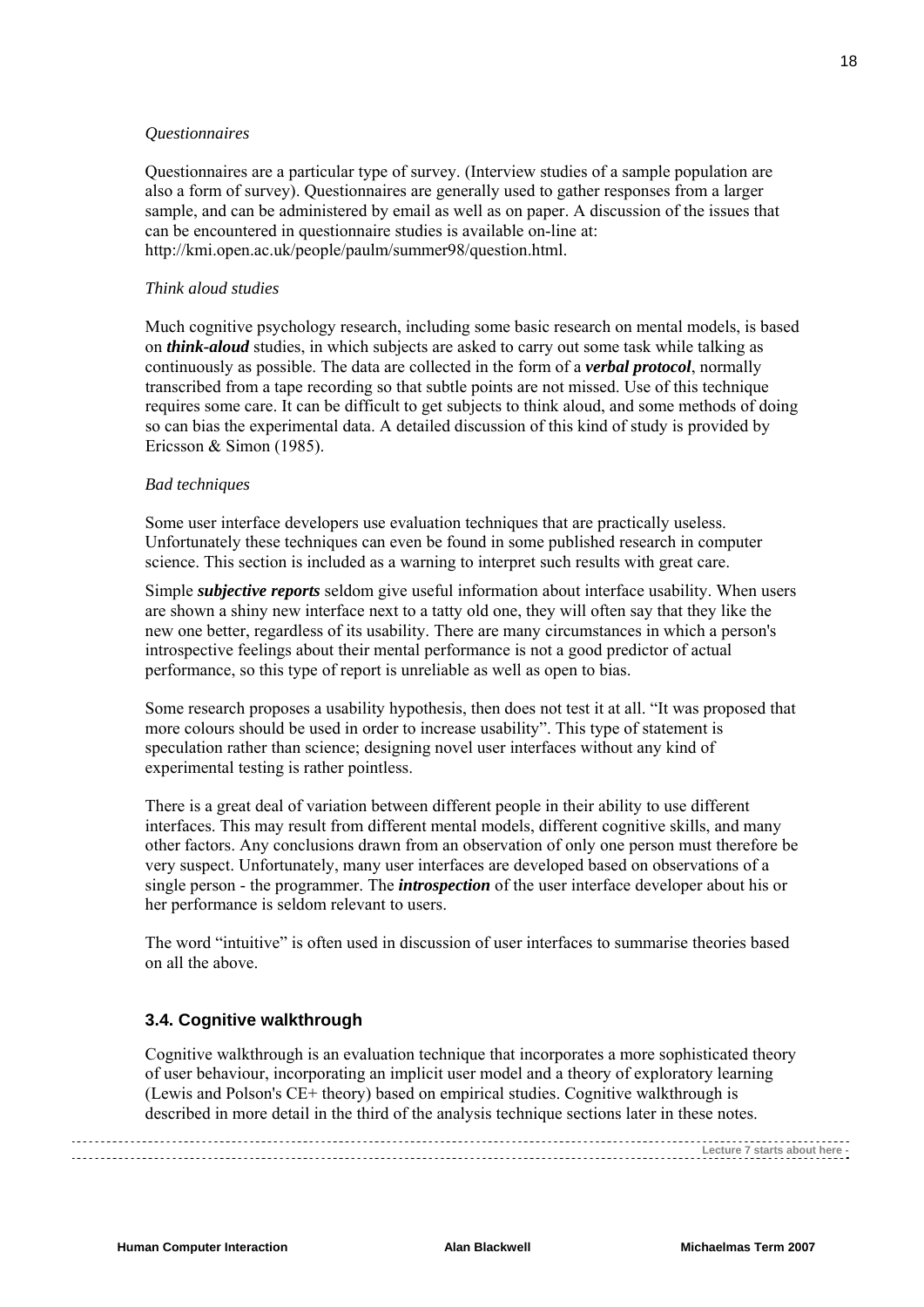*Questionnaires*

Questionnaires are a particular type of survey. (Interview studies of a sample population are also a form of survey). Questionnaires are generally used to gather responses from a larger sample, and can be administered by email as well as on paper. A discussion of the issues that can be encountered in questionnaire studies is available on-line at: http://kmi.open.ac.uk/people/paulm/summer98/question.html.

*Think aloud studies*

Much cognitive psychology research, including some basic research on mental models, is based on ***think-aloud*** studies, in which subjects are asked to carry out some task while talking as continuously as possible. The data are collected in the form of a ***verbal protocol***, normally transcribed from a tape recording so that subtle points are not missed. Use of this technique requires some care. It can be difficult to get subjects to think aloud, and some methods of doing so can bias the experimental data. A detailed discussion of this kind of study is provided by Ericsson & Simon (1985).

*Bad techniques*

Some user interface developers use evaluation techniques that are practically useless. Unfortunately these techniques can even be found in some published research in computer science. This section is included as a warning to interpret such results with great care.

Simple ***subjective reports*** seldom give useful information about interface usability. When users are shown a shiny new interface next to a tatty old one, they will often say that they like the new one better, regardless of its usability. There are many circumstances in which a person's introspective feelings about their mental performance is not a good predictor of actual performance, so this type of report is unreliable as well as open to bias.

Some research proposes a usability hypothesis, then does not test it at all. "It was proposed that more colours should be used in order to increase usability". This type of statement is speculation rather than science; designing novel user interfaces without any kind of experimental testing is rather pointless.

There is a great deal of variation between different people in their ability to use different interfaces. This may result from different mental models, different cognitive skills, and many other factors. Any conclusions drawn from an observation of only one person must therefore be very suspect. Unfortunately, many user interfaces are developed based on observations of a single person - the programmer. The ***introspection*** of the user interface developer about his or her performance is seldom relevant to users.

The word "intuitive" is often used in discussion of user interfaces to summarise theories based on all the above.

## 3.4. Cognitive walkthrough

Cognitive walkthrough is an evaluation technique that incorporates a more sophisticated theory of user behaviour, incorporating an implicit user model and a theory of exploratory learning (Lewis and Polson's CE+ theory) based on empirical studies. Cognitive walkthrough is described in more detail in the third of the analysis technique sections later in these notes.

Lecture 7 starts about here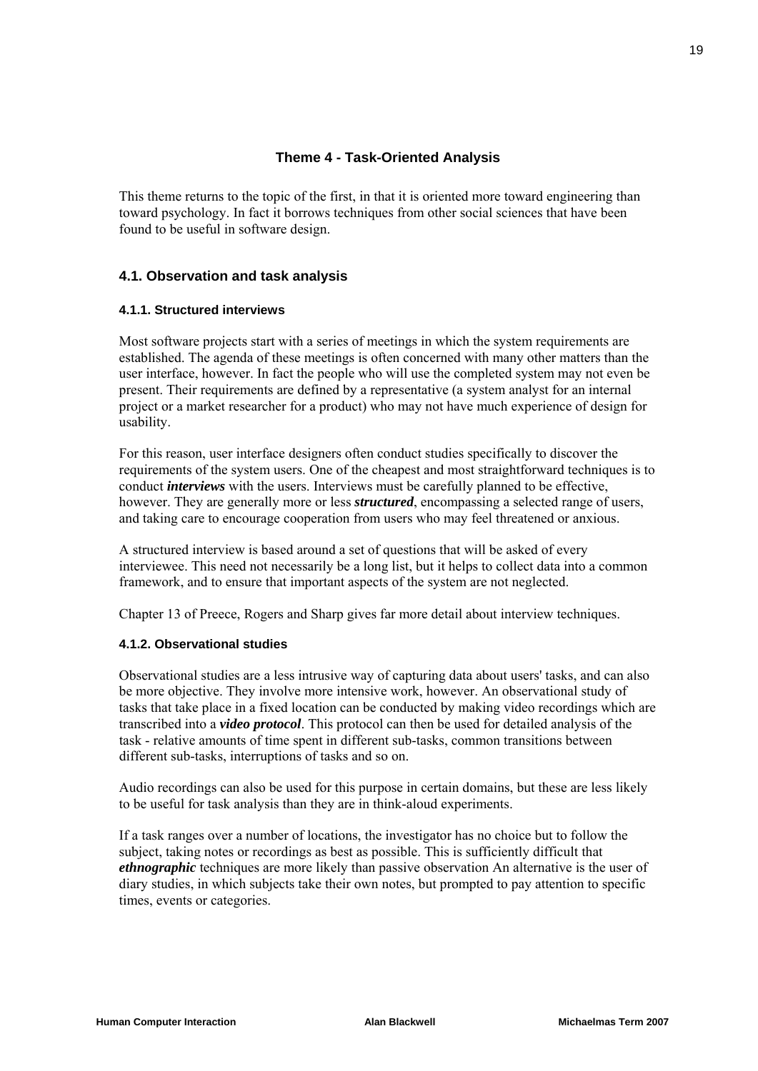## Theme 4 - Task-Oriented Analysis

This theme returns to the topic of the first, in that it is oriented more toward engineering than toward psychology. In fact it borrows techniques from other social sciences that have been found to be useful in software design.

### 4.1. Observation and task analysis

#### 4.1.1. Structured interviews

Most software projects start with a series of meetings in which the system requirements are established. The agenda of these meetings is often concerned with many other matters than the user interface, however. In fact the people who will use the completed system may not even be present. Their requirements are defined by a representative (a system analyst for an internal project or a market researcher for a product) who may not have much experience of design for usability.

For this reason, user interface designers often conduct studies specifically to discover the requirements of the system users. One of the cheapest and most straightforward techniques is to conduct ***interviews*** with the users. Interviews must be carefully planned to be effective, however. They are generally more or less ***structured***, encompassing a selected range of users, and taking care to encourage cooperation from users who may feel threatened or anxious.

A structured interview is based around a set of questions that will be asked of every interviewee. This need not necessarily be a long list, but it helps to collect data into a common framework, and to ensure that important aspects of the system are not neglected.

Chapter 13 of Preece, Rogers and Sharp gives far more detail about interview techniques.

#### 4.1.2. Observational studies

Observational studies are a less intrusive way of capturing data about users' tasks, and can also be more objective. They involve more intensive work, however. An observational study of tasks that take place in a fixed location can be conducted by making video recordings which are transcribed into a ***video protocol***. This protocol can then be used for detailed analysis of the task - relative amounts of time spent in different sub-tasks, common transitions between different sub-tasks, interruptions of tasks and so on.

Audio recordings can also be used for this purpose in certain domains, but these are less likely to be useful for task analysis than they are in think-aloud experiments.

If a task ranges over a number of locations, the investigator has no choice but to follow the subject, taking notes or recordings as best as possible. This is sufficiently difficult that ***ethnographic*** techniques are more likely than passive observation An alternative is the user of diary studies, in which subjects take their own notes, but prompted to pay attention to specific times, events or categories.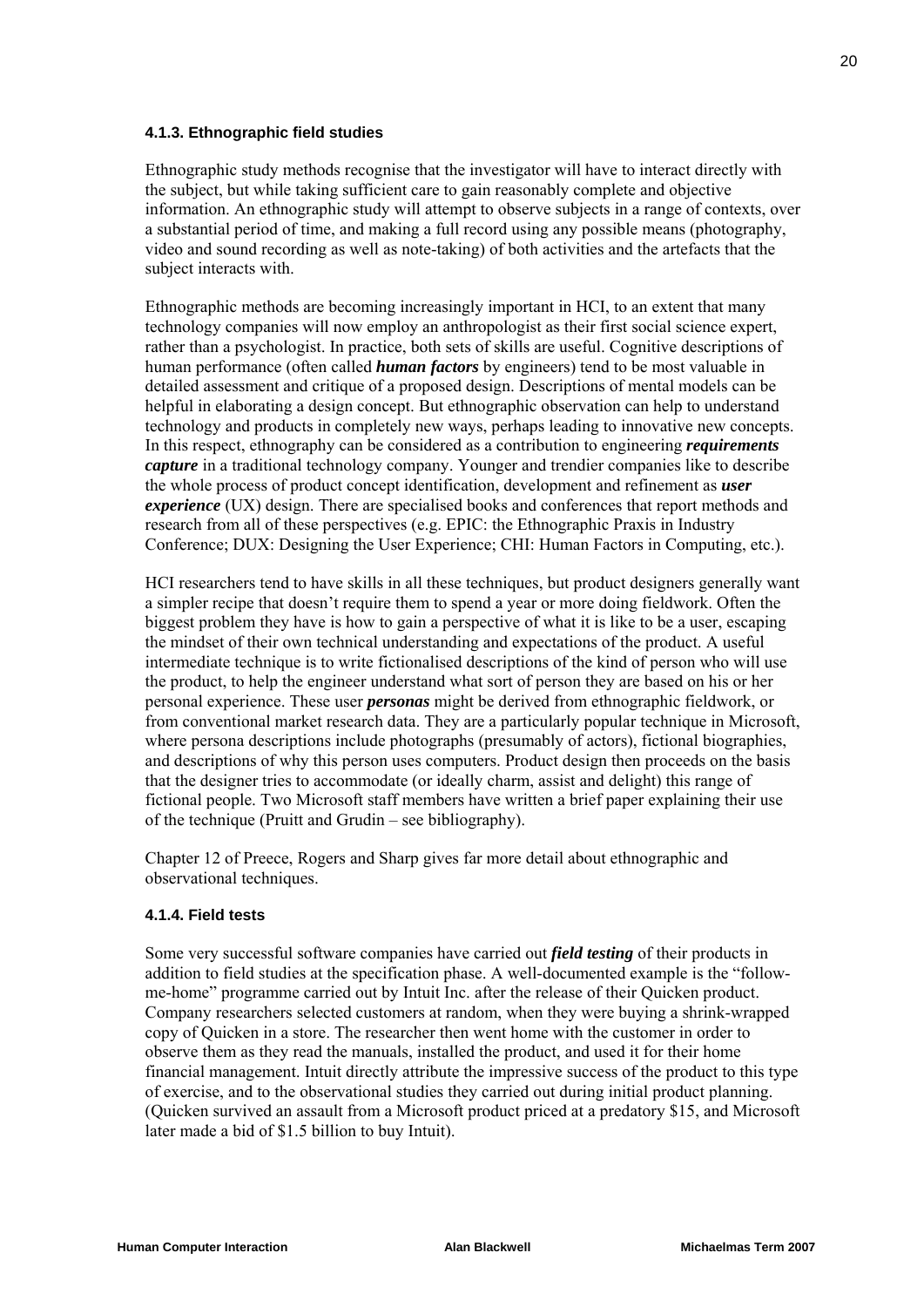#### 4.1.3. Ethnographic field studies

Ethnographic study methods recognise that the investigator will have to interact directly with the subject, but while taking sufficient care to gain reasonably complete and objective information. An ethnographic study will attempt to observe subjects in a range of contexts, over a substantial period of time, and making a full record using any possible means (photography, video and sound recording as well as note-taking) of both activities and the artefacts that the subject interacts with.

Ethnographic methods are becoming increasingly important in HCI, to an extent that many technology companies will now employ an anthropologist as their first social science expert, rather than a psychologist. In practice, both sets of skills are useful. Cognitive descriptions of human performance (often called ***human factors*** by engineers) tend to be most valuable in detailed assessment and critique of a proposed design. Descriptions of mental models can be helpful in elaborating a design concept. But ethnographic observation can help to understand technology and products in completely new ways, perhaps leading to innovative new concepts. In this respect, ethnography can be considered as a contribution to engineering ***requirements capture*** in a traditional technology company. Younger and trendier companies like to describe the whole process of product concept identification, development and refinement as ***user experience*** (UX) design. There are specialised books and conferences that report methods and research from all of these perspectives (e.g. EPIC: the Ethnographic Praxis in Industry Conference; DUX: Designing the User Experience; CHI: Human Factors in Computing, etc.).

HCI researchers tend to have skills in all these techniques, but product designers generally want a simpler recipe that doesn't require them to spend a year or more doing fieldwork. Often the biggest problem they have is how to gain a perspective of what it is like to be a user, escaping the mindset of their own technical understanding and expectations of the product. A useful intermediate technique is to write fictionalised descriptions of the kind of person who will use the product, to help the engineer understand what sort of person they are based on his or her personal experience. These user ***personas*** might be derived from ethnographic fieldwork, or from conventional market research data. They are a particularly popular technique in Microsoft, where persona descriptions include photographs (presumably of actors), fictional biographies, and descriptions of why this person uses computers. Product design then proceeds on the basis that the designer tries to accommodate (or ideally charm, assist and delight) this range of fictional people. Two Microsoft staff members have written a brief paper explaining their use of the technique (Pruitt and Grudin – see bibliography).

Chapter 12 of Preece, Rogers and Sharp gives far more detail about ethnographic and observational techniques.

#### 4.1.4. Field tests

Some very successful software companies have carried out ***field testing*** of their products in addition to field studies at the specification phase. A well-documented example is the "follow-me-home" programme carried out by Intuit Inc. after the release of their Quicken product. Company researchers selected customers at random, when they were buying a shrink-wrapped copy of Quicken in a store. The researcher then went home with the customer in order to observe them as they read the manuals, installed the product, and used it for their home financial management. Intuit directly attribute the impressive success of the product to this type of exercise, and to the observational studies they carried out during initial product planning. (Quicken survived an assault from a Microsoft product priced at a predatory $15, and Microsoft later made a bid of $1.5 billion to buy Intuit).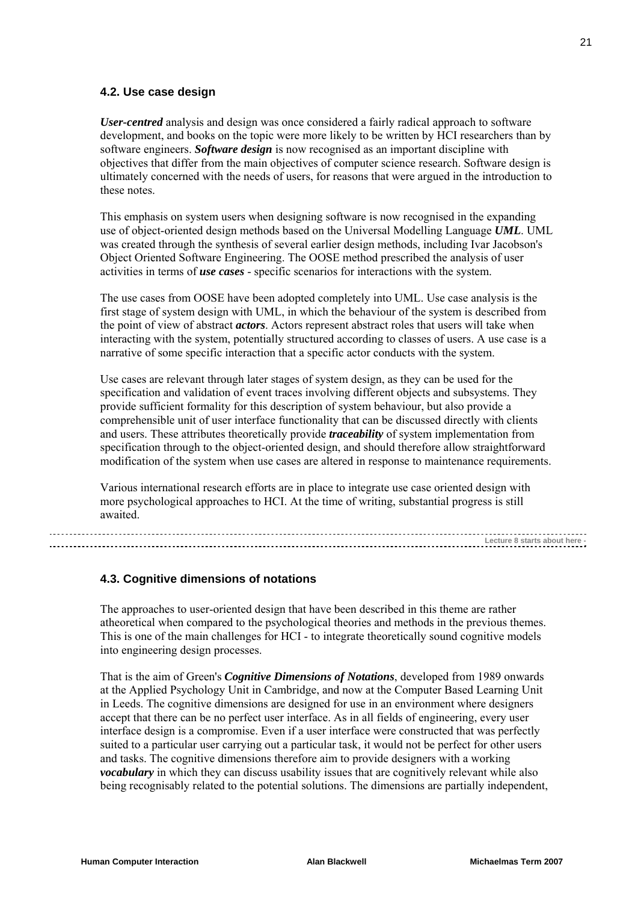## 4.2. Use case design

***User-centred*** analysis and design was once considered a fairly radical approach to software development, and books on the topic were more likely to be written by HCI researchers than by software engineers. ***Software design*** is now recognised as an important discipline with objectives that differ from the main objectives of computer science research. Software design is ultimately concerned with the needs of users, for reasons that were argued in the introduction to these notes.

This emphasis on system users when designing software is now recognised in the expanding use of object-oriented design methods based on the Universal Modelling Language ***UML***. UML was created through the synthesis of several earlier design methods, including Ivar Jacobson's Object Oriented Software Engineering. The OOSE method prescribed the analysis of user activities in terms of ***use cases*** - specific scenarios for interactions with the system.

The use cases from OOSE have been adopted completely into UML. Use case analysis is the first stage of system design with UML, in which the behaviour of the system is described from the point of view of abstract ***actors***. Actors represent abstract roles that users will take when interacting with the system, potentially structured according to classes of users. A use case is a narrative of some specific interaction that a specific actor conducts with the system.

Use cases are relevant through later stages of system design, as they can be used for the specification and validation of event traces involving different objects and subsystems. They provide sufficient formality for this description of system behaviour, but also provide a comprehensible unit of user interface functionality that can be discussed directly with clients and users. These attributes theoretically provide ***traceability*** of system implementation from specification through to the object-oriented design, and should therefore allow straightforward modification of the system when use cases are altered in response to maintenance requirements.

Various international research efforts are in place to integrate use case oriented design with more psychological approaches to HCI. At the time of writing, substantial progress is still awaited.

Lecture 8 starts about here -

## 4.3. Cognitive dimensions of notations

The approaches to user-oriented design that have been described in this theme are rather atheoretical when compared to the psychological theories and methods in the previous themes. This is one of the main challenges for HCI - to integrate theoretically sound cognitive models into engineering design processes.

That is the aim of Green's ***Cognitive Dimensions of Notations***, developed from 1989 onwards at the Applied Psychology Unit in Cambridge, and now at the Computer Based Learning Unit in Leeds. The cognitive dimensions are designed for use in an environment where designers accept that there can be no perfect user interface. As in all fields of engineering, every user interface design is a compromise. Even if a user interface were constructed that was perfectly suited to a particular user carrying out a particular task, it would not be perfect for other users and tasks. The cognitive dimensions therefore aim to provide designers with a working ***vocabulary*** in which they can discuss usability issues that are cognitively relevant while also being recognisably related to the potential solutions. The dimensions are partially independent,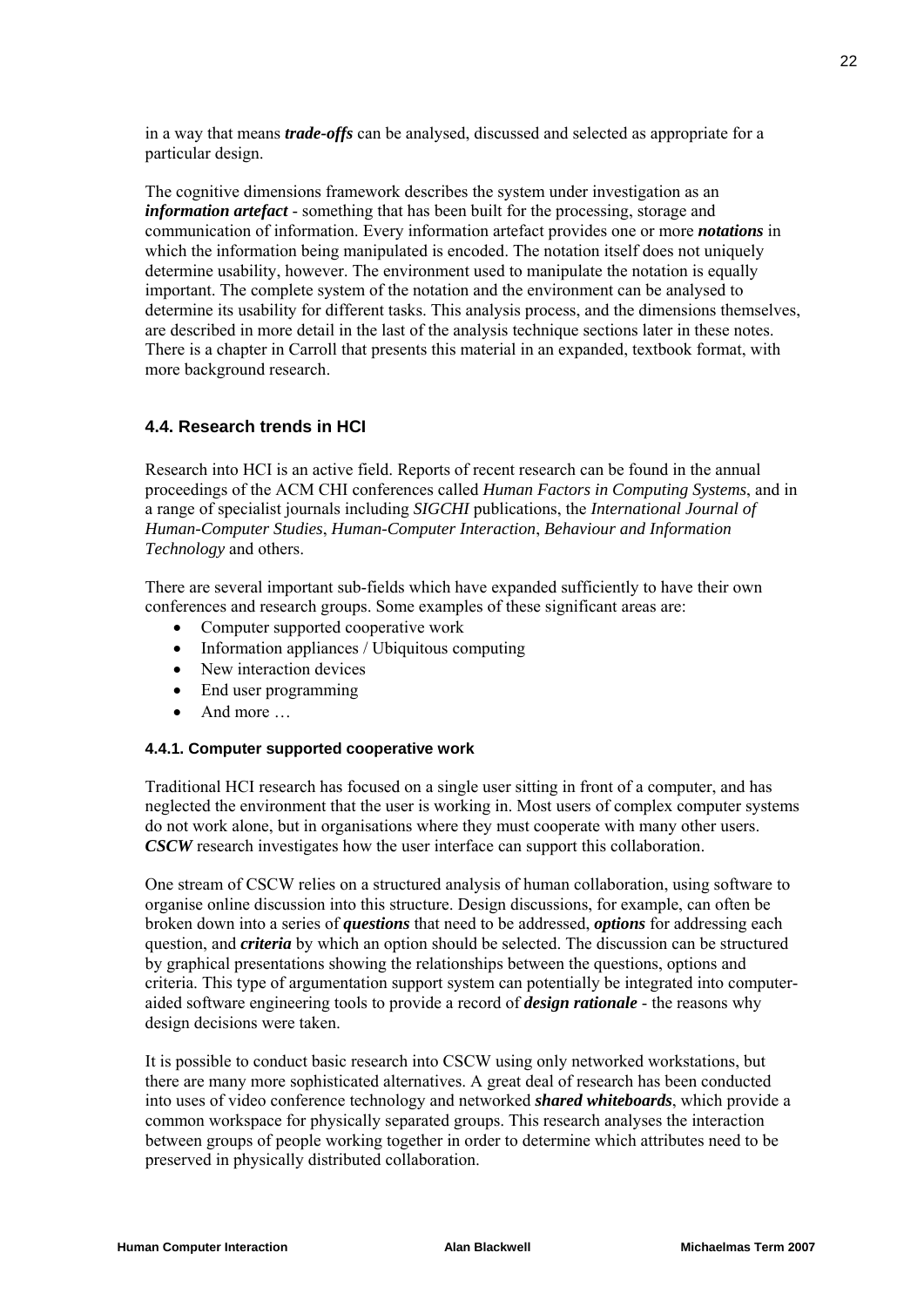in a way that means ***trade-offs*** can be analysed, discussed and selected as appropriate for a particular design.

The cognitive dimensions framework describes the system under investigation as an ***information artefact*** - something that has been built for the processing, storage and communication of information. Every information artefact provides one or more ***notations*** in which the information being manipulated is encoded. The notation itself does not uniquely determine usability, however. The environment used to manipulate the notation is equally important. The complete system of the notation and the environment can be analysed to determine its usability for different tasks. This analysis process, and the dimensions themselves, are described in more detail in the last of the analysis technique sections later in these notes. There is a chapter in Carroll that presents this material in an expanded, textbook format, with more background research.

## 4.4. Research trends in HCI

Research into HCI is an active field. Reports of recent research can be found in the annual proceedings of the ACM CHI conferences called *Human Factors in Computing Systems*, and in a range of specialist journals including *SIGCHI* publications, the *International Journal of Human-Computer Studies*, *Human-Computer Interaction*, *Behaviour and Information Technology* and others.

There are several important sub-fields which have expanded sufficiently to have their own conferences and research groups. Some examples of these significant areas are:

- Computer supported cooperative work
- Information appliances / Ubiquitous computing
- New interaction devices
- End user programming
- And more …

### 4.4.1. Computer supported cooperative work

Traditional HCI research has focused on a single user sitting in front of a computer, and has neglected the environment that the user is working in. Most users of complex computer systems do not work alone, but in organisations where they must cooperate with many other users. ***CSCW*** research investigates how the user interface can support this collaboration.

One stream of CSCW relies on a structured analysis of human collaboration, using software to organise online discussion into this structure. Design discussions, for example, can often be broken down into a series of ***questions*** that need to be addressed, ***options*** for addressing each question, and ***criteria*** by which an option should be selected. The discussion can be structured by graphical presentations showing the relationships between the questions, options and criteria. This type of argumentation support system can potentially be integrated into computer-aided software engineering tools to provide a record of ***design rationale*** - the reasons why design decisions were taken.

It is possible to conduct basic research into CSCW using only networked workstations, but there are many more sophisticated alternatives. A great deal of research has been conducted into uses of video conference technology and networked ***shared whiteboards***, which provide a common workspace for physically separated groups. This research analyses the interaction between groups of people working together in order to determine which attributes need to be preserved in physically distributed collaboration.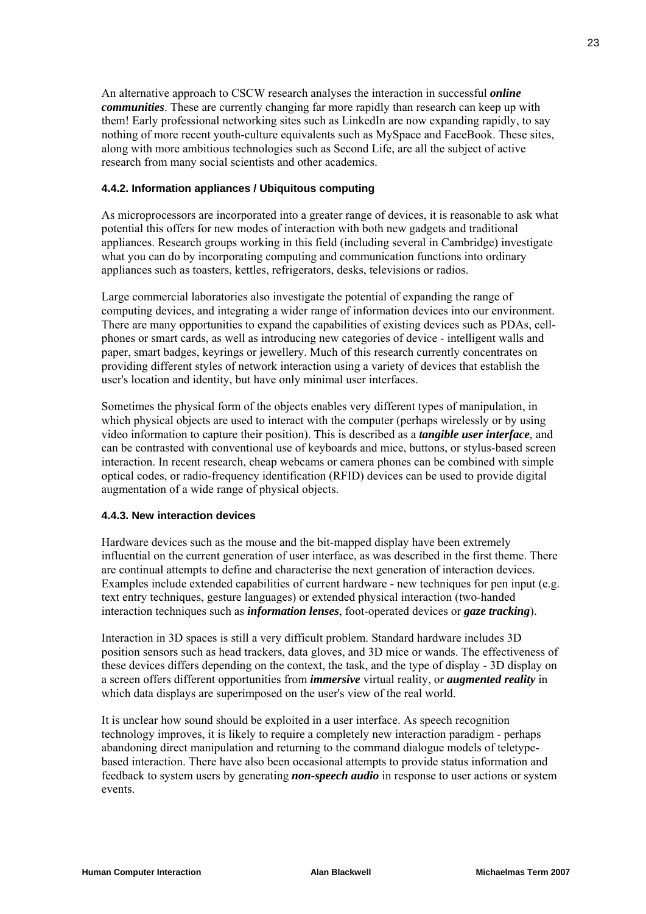An alternative approach to CSCW research analyses the interaction in successful ***online communities***. These are currently changing far more rapidly than research can keep up with them! Early professional networking sites such as LinkedIn are now expanding rapidly, to say nothing of more recent youth-culture equivalents such as MySpace and FaceBook. These sites, along with more ambitious technologies such as Second Life, are all the subject of active research from many social scientists and other academics.

#### 4.4.2. Information appliances / Ubiquitous computing

As microprocessors are incorporated into a greater range of devices, it is reasonable to ask what potential this offers for new modes of interaction with both new gadgets and traditional appliances. Research groups working in this field (including several in Cambridge) investigate what you can do by incorporating computing and communication functions into ordinary appliances such as toasters, kettles, refrigerators, desks, televisions or radios.

Large commercial laboratories also investigate the potential of expanding the range of computing devices, and integrating a wider range of information devices into our environment. There are many opportunities to expand the capabilities of existing devices such as PDAs, cell-phones or smart cards, as well as introducing new categories of device - intelligent walls and paper, smart badges, keyrings or jewellery. Much of this research currently concentrates on providing different styles of network interaction using a variety of devices that establish the user's location and identity, but have only minimal user interfaces.

Sometimes the physical form of the objects enables very different types of manipulation, in which physical objects are used to interact with the computer (perhaps wirelessly or by using video information to capture their position). This is described as a ***tangible user interface***, and can be contrasted with conventional use of keyboards and mice, buttons, or stylus-based screen interaction. In recent research, cheap webcams or camera phones can be combined with simple optical codes, or radio-frequency identification (RFID) devices can be used to provide digital augmentation of a wide range of physical objects.

#### 4.4.3. New interaction devices

Hardware devices such as the mouse and the bit-mapped display have been extremely influential on the current generation of user interface, as was described in the first theme. There are continual attempts to define and characterise the next generation of interaction devices. Examples include extended capabilities of current hardware - new techniques for pen input (e.g. text entry techniques, gesture languages) or extended physical interaction (two-handed interaction techniques such as ***information lenses***, foot-operated devices or ***gaze tracking***).

Interaction in 3D spaces is still a very difficult problem. Standard hardware includes 3D position sensors such as head trackers, data gloves, and 3D mice or wands. The effectiveness of these devices differs depending on the context, the task, and the type of display - 3D display on a screen offers different opportunities from ***immersive*** virtual reality, or ***augmented reality*** in which data displays are superimposed on the user's view of the real world.

It is unclear how sound should be exploited in a user interface. As speech recognition technology improves, it is likely to require a completely new interaction paradigm - perhaps abandoning direct manipulation and returning to the command dialogue models of teletype-based interaction. There have also been occasional attempts to provide status information and feedback to system users by generating ***non-speech audio*** in response to user actions or system events.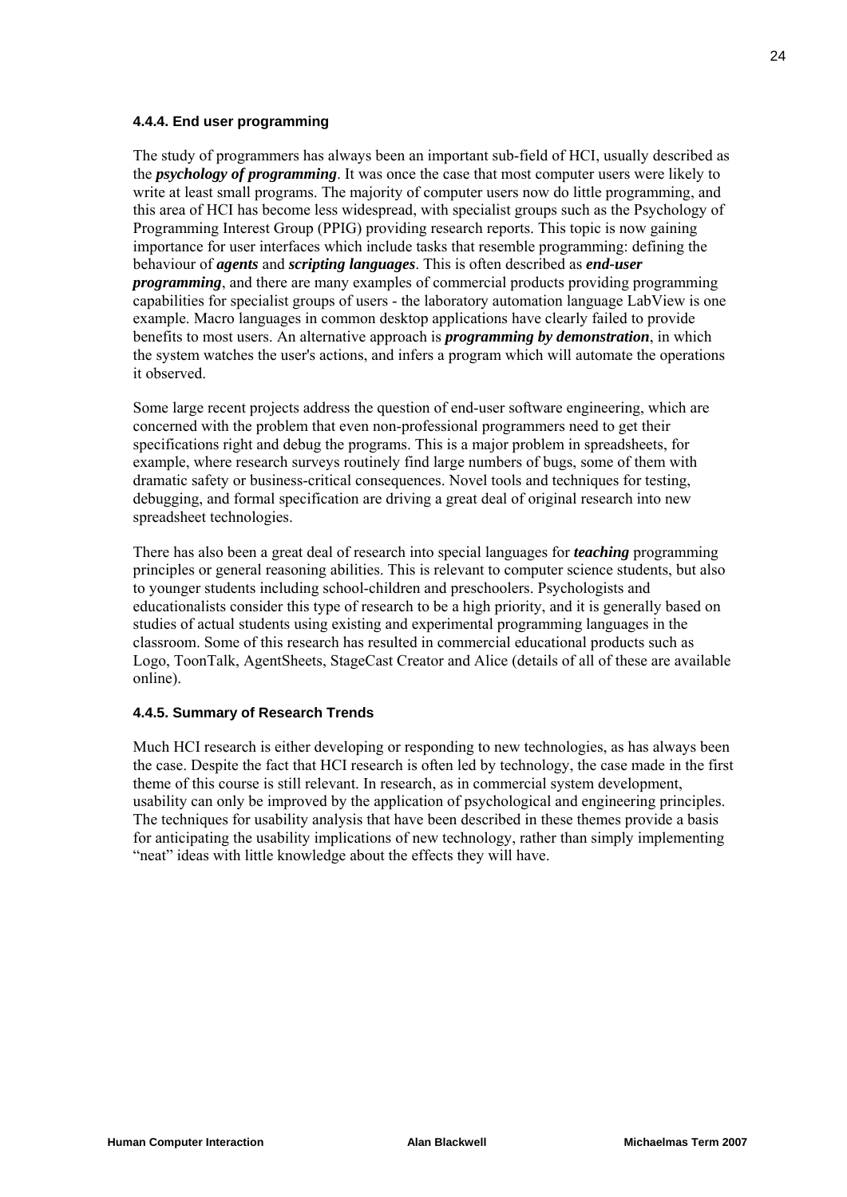#### 4.4.4. End user programming

The study of programmers has always been an important sub-field of HCI, usually described as the ***psychology of programming***. It was once the case that most computer users were likely to write at least small programs. The majority of computer users now do little programming, and this area of HCI has become less widespread, with specialist groups such as the Psychology of Programming Interest Group (PPIG) providing research reports. This topic is now gaining importance for user interfaces which include tasks that resemble programming: defining the behaviour of ***agents*** and ***scripting languages***. This is often described as ***end-user programming***, and there are many examples of commercial products providing programming capabilities for specialist groups of users - the laboratory automation language LabView is one example. Macro languages in common desktop applications have clearly failed to provide benefits to most users. An alternative approach is ***programming by demonstration***, in which the system watches the user's actions, and infers a program which will automate the operations it observed.

Some large recent projects address the question of end-user software engineering, which are concerned with the problem that even non-professional programmers need to get their specifications right and debug the programs. This is a major problem in spreadsheets, for example, where research surveys routinely find large numbers of bugs, some of them with dramatic safety or business-critical consequences. Novel tools and techniques for testing, debugging, and formal specification are driving a great deal of original research into new spreadsheet technologies.

There has also been a great deal of research into special languages for ***teaching*** programming principles or general reasoning abilities. This is relevant to computer science students, but also to younger students including school-children and preschoolers. Psychologists and educationalists consider this type of research to be a high priority, and it is generally based on studies of actual students using existing and experimental programming languages in the classroom. Some of this research has resulted in commercial educational products such as Logo, ToonTalk, AgentSheets, StageCast Creator and Alice (details of all of these are available online).

#### 4.4.5. Summary of Research Trends

Much HCI research is either developing or responding to new technologies, as has always been the case. Despite the fact that HCI research is often led by technology, the case made in the first theme of this course is still relevant. In research, as in commercial system development, usability can only be improved by the application of psychological and engineering principles. The techniques for usability analysis that have been described in these themes provide a basis for anticipating the usability implications of new technology, rather than simply implementing "neat" ideas with little knowledge about the effects they will have.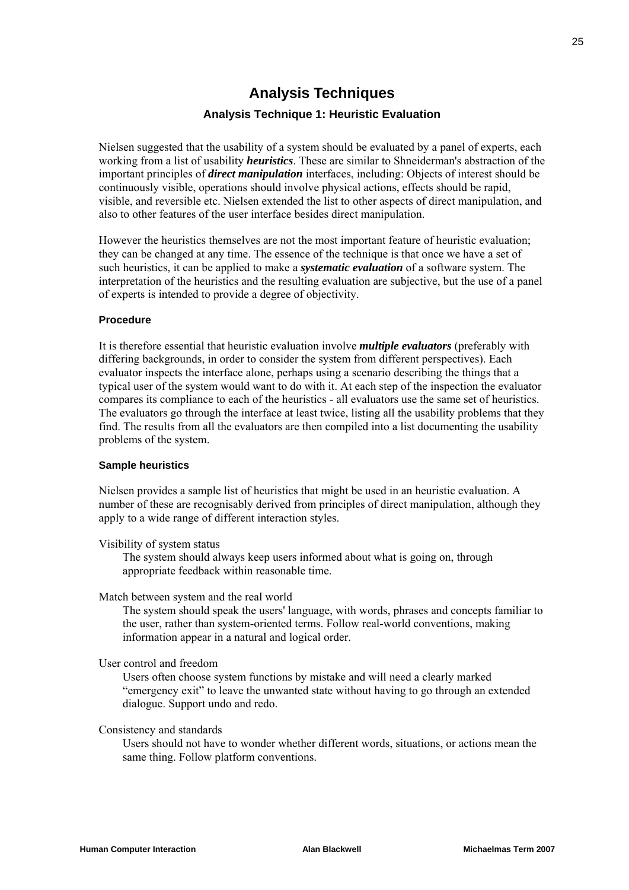# Analysis Techniques

## Analysis Technique 1: Heuristic Evaluation

Nielsen suggested that the usability of a system should be evaluated by a panel of experts, each working from a list of usability ***heuristics***. These are similar to Shneiderman's abstraction of the important principles of ***direct manipulation*** interfaces, including: Objects of interest should be continuously visible, operations should involve physical actions, effects should be rapid, visible, and reversible etc. Nielsen extended the list to other aspects of direct manipulation, and also to other features of the user interface besides direct manipulation.

However the heuristics themselves are not the most important feature of heuristic evaluation; they can be changed at any time. The essence of the technique is that once we have a set of such heuristics, it can be applied to make a ***systematic evaluation*** of a software system. The interpretation of the heuristics and the resulting evaluation are subjective, but the use of a panel of experts is intended to provide a degree of objectivity.

### Procedure

It is therefore essential that heuristic evaluation involve ***multiple evaluators*** (preferably with differing backgrounds, in order to consider the system from different perspectives). Each evaluator inspects the interface alone, perhaps using a scenario describing the things that a typical user of the system would want to do with it. At each step of the inspection the evaluator compares its compliance to each of the heuristics - all evaluators use the same set of heuristics. The evaluators go through the interface at least twice, listing all the usability problems that they find. The results from all the evaluators are then compiled into a list documenting the usability problems of the system.

### Sample heuristics

Nielsen provides a sample list of heuristics that might be used in an heuristic evaluation. A number of these are recognisably derived from principles of direct manipulation, although they apply to a wide range of different interaction styles.

Visibility of system status

> The system should always keep users informed about what is going on, through appropriate feedback within reasonable time.

Match between system and the real world

> The system should speak the users' language, with words, phrases and concepts familiar to the user, rather than system-oriented terms. Follow real-world conventions, making information appear in a natural and logical order.

User control and freedom

> Users often choose system functions by mistake and will need a clearly marked "emergency exit" to leave the unwanted state without having to go through an extended dialogue. Support undo and redo.

Consistency and standards

> Users should not have to wonder whether different words, situations, or actions mean the same thing. Follow platform conventions.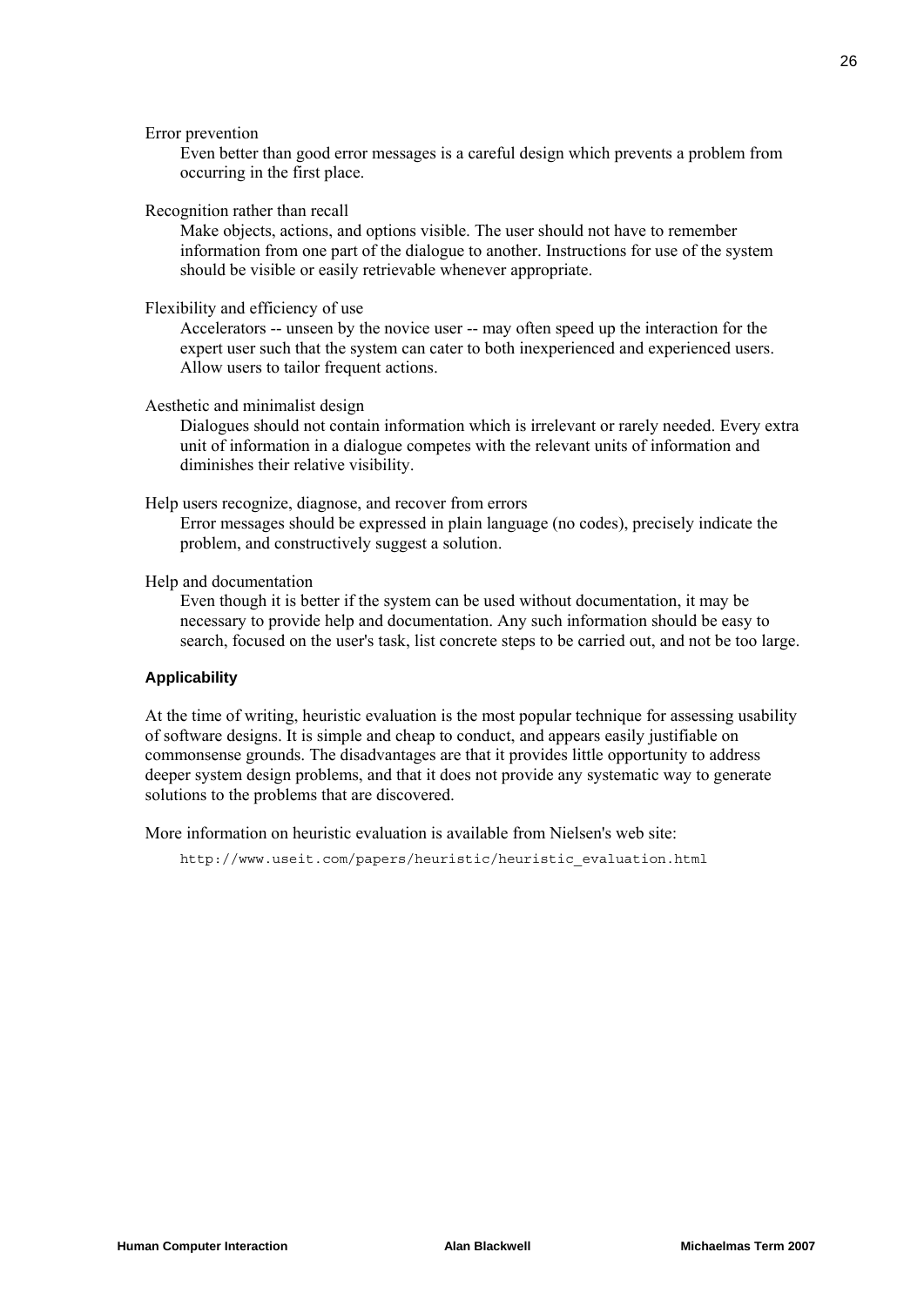Error prevention

Even better than good error messages is a careful design which prevents a problem from occurring in the first place.

Recognition rather than recall

Make objects, actions, and options visible. The user should not have to remember information from one part of the dialogue to another. Instructions for use of the system should be visible or easily retrievable whenever appropriate.

Flexibility and efficiency of use

Accelerators -- unseen by the novice user -- may often speed up the interaction for the expert user such that the system can cater to both inexperienced and experienced users. Allow users to tailor frequent actions.

Aesthetic and minimalist design

Dialogues should not contain information which is irrelevant or rarely needed. Every extra unit of information in a dialogue competes with the relevant units of information and diminishes their relative visibility.

Help users recognize, diagnose, and recover from errors

Error messages should be expressed in plain language (no codes), precisely indicate the problem, and constructively suggest a solution.

Help and documentation

Even though it is better if the system can be used without documentation, it may be necessary to provide help and documentation. Any such information should be easy to search, focused on the user's task, list concrete steps to be carried out, and not be too large.

### Applicability

At the time of writing, heuristic evaluation is the most popular technique for assessing usability of software designs. It is simple and cheap to conduct, and appears easily justifiable on commonsense grounds. The disadvantages are that it provides little opportunity to address deeper system design problems, and that it does not provide any systematic way to generate solutions to the problems that are discovered.

More information on heuristic evaluation is available from Nielsen's web site:

```
http://www.useit.com/papers/heuristic/heuristic_evaluation.html
```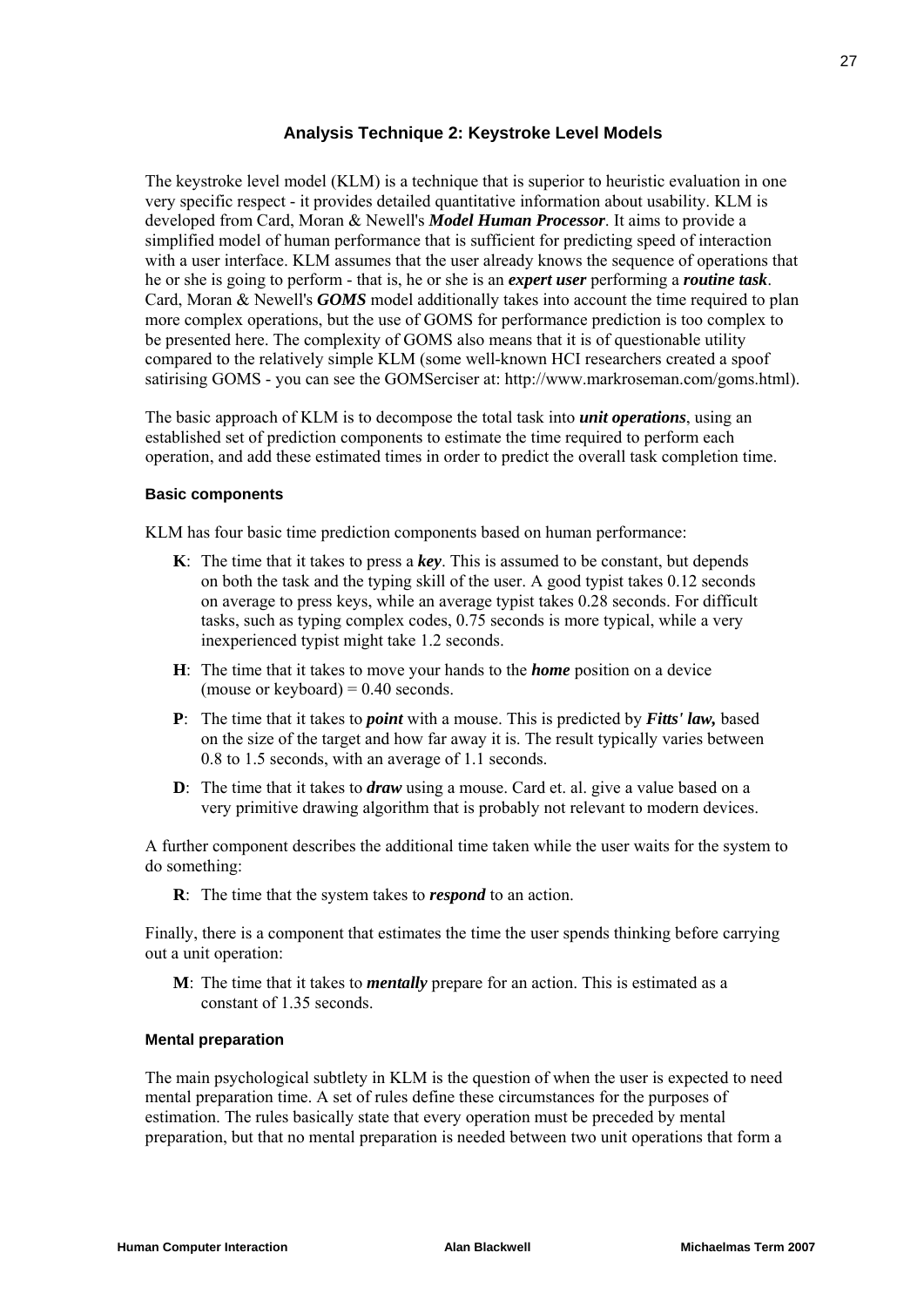## Analysis Technique 2: Keystroke Level Models

The keystroke level model (KLM) is a technique that is superior to heuristic evaluation in one very specific respect - it provides detailed quantitative information about usability. KLM is developed from Card, Moran & Newell's ***Model Human Processor***. It aims to provide a simplified model of human performance that is sufficient for predicting speed of interaction with a user interface. KLM assumes that the user already knows the sequence of operations that he or she is going to perform - that is, he or she is an ***expert user*** performing a ***routine task***. Card, Moran & Newell's ***GOMS*** model additionally takes into account the time required to plan more complex operations, but the use of GOMS for performance prediction is too complex to be presented here. The complexity of GOMS also means that it is of questionable utility compared to the relatively simple KLM (some well-known HCI researchers created a spoof satirising GOMS - you can see the GOMSerciser at: http://www.markroseman.com/goms.html).

The basic approach of KLM is to decompose the total task into ***unit operations***, using an established set of prediction components to estimate the time required to perform each operation, and add these estimated times in order to predict the overall task completion time.

### Basic components

KLM has four basic time prediction components based on human performance:

- **K**: The time that it takes to press a ***key***. This is assumed to be constant, but depends on both the task and the typing skill of the user. A good typist takes 0.12 seconds on average to press keys, while an average typist takes 0.28 seconds. For difficult tasks, such as typing complex codes, 0.75 seconds is more typical, while a very inexperienced typist might take 1.2 seconds.
- **H**: The time that it takes to move your hands to the ***home*** position on a device (mouse or keyboard) = 0.40 seconds.
- **P**: The time that it takes to ***point*** with a mouse. This is predicted by ***Fitts' law,*** based on the size of the target and how far away it is. The result typically varies between 0.8 to 1.5 seconds, with an average of 1.1 seconds.
- **D**: The time that it takes to ***draw*** using a mouse. Card et. al. give a value based on a very primitive drawing algorithm that is probably not relevant to modern devices.

A further component describes the additional time taken while the user waits for the system to do something:

- **R**: The time that the system takes to ***respond*** to an action.

Finally, there is a component that estimates the time the user spends thinking before carrying out a unit operation:

- **M**: The time that it takes to ***mentally*** prepare for an action. This is estimated as a constant of 1.35 seconds.

### Mental preparation

The main psychological subtlety in KLM is the question of when the user is expected to need mental preparation time. A set of rules define these circumstances for the purposes of estimation. The rules basically state that every operation must be preceded by mental preparation, but that no mental preparation is needed between two unit operations that form a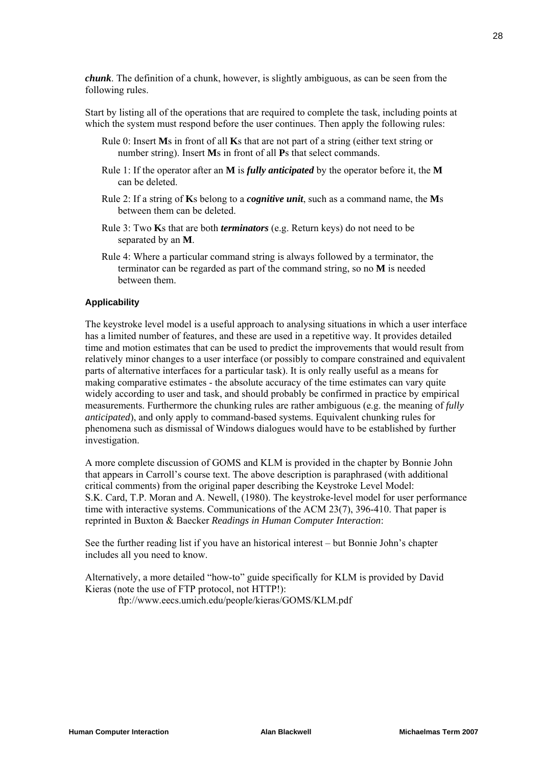***chunk***. The definition of a chunk, however, is slightly ambiguous, as can be seen from the following rules.

Start by listing all of the operations that are required to complete the task, including points at which the system must respond before the user continues. Then apply the following rules:

Rule 0: Insert **M**s in front of all **K**s that are not part of a string (either text string or number string). Insert **M**s in front of all **P**s that select commands.

Rule 1: If the operator after an **M** is ***fully anticipated*** by the operator before it, the **M** can be deleted.

Rule 2: If a string of **K**s belong to a ***cognitive unit***, such as a command name, the **M**s between them can be deleted.

Rule 3: Two **K**s that are both ***terminators*** (e.g. Return keys) do not need to be separated by an **M**.

Rule 4: Where a particular command string is always followed by a terminator, the terminator can be regarded as part of the command string, so no **M** is needed between them.

#### Applicability

The keystroke level model is a useful approach to analysing situations in which a user interface has a limited number of features, and these are used in a repetitive way. It provides detailed time and motion estimates that can be used to predict the improvements that would result from relatively minor changes to a user interface (or possibly to compare constrained and equivalent parts of alternative interfaces for a particular task). It is only really useful as a means for making comparative estimates - the absolute accuracy of the time estimates can vary quite widely according to user and task, and should probably be confirmed in practice by empirical measurements. Furthermore the chunking rules are rather ambiguous (e.g. the meaning of *fully anticipated*), and only apply to command-based systems. Equivalent chunking rules for phenomena such as dismissal of Windows dialogues would have to be established by further investigation.

A more complete discussion of GOMS and KLM is provided in the chapter by Bonnie John that appears in Carroll's course text. The above description is paraphrased (with additional critical comments) from the original paper describing the Keystroke Level Model: S.K. Card, T.P. Moran and A. Newell, (1980). The keystroke-level model for user performance time with interactive systems. Communications of the ACM 23(7), 396-410. That paper is reprinted in Buxton & Baecker *Readings in Human Computer Interaction*:

See the further reading list if you have an historical interest – but Bonnie John's chapter includes all you need to know.

Alternatively, a more detailed "how-to" guide specifically for KLM is provided by David Kieras (note the use of FTP protocol, not HTTP!):

ftp://www.eecs.umich.edu/people/kieras/GOMS/KLM.pdf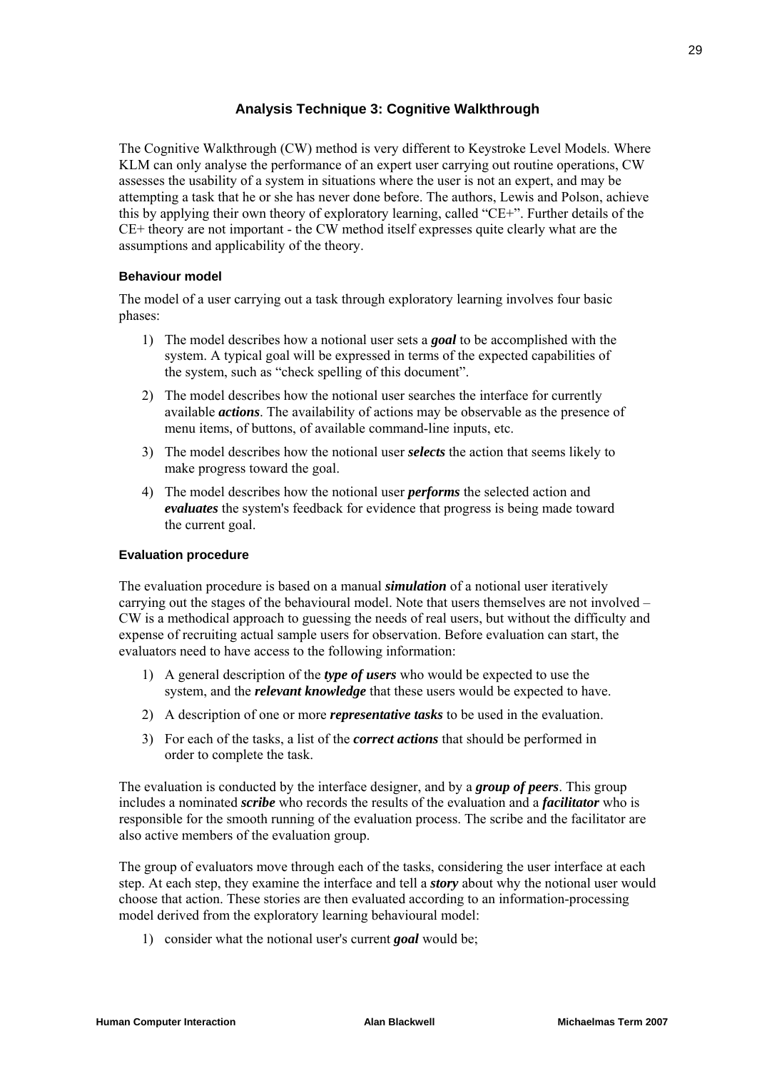## Analysis Technique 3: Cognitive Walkthrough

The Cognitive Walkthrough (CW) method is very different to Keystroke Level Models. Where KLM can only analyse the performance of an expert user carrying out routine operations, CW assesses the usability of a system in situations where the user is not an expert, and may be attempting a task that he or she has never done before. The authors, Lewis and Polson, achieve this by applying their own theory of exploratory learning, called "CE+". Further details of the CE+ theory are not important - the CW method itself expresses quite clearly what are the assumptions and applicability of the theory.

### Behaviour model

The model of a user carrying out a task through exploratory learning involves four basic phases:

1) The model describes how a notional user sets a ***goal*** to be accomplished with the system. A typical goal will be expressed in terms of the expected capabilities of the system, such as "check spelling of this document".
2) The model describes how the notional user searches the interface for currently available ***actions***. The availability of actions may be observable as the presence of menu items, of buttons, of available command-line inputs, etc.
3) The model describes how the notional user ***selects*** the action that seems likely to make progress toward the goal.
4) The model describes how the notional user ***performs*** the selected action and ***evaluates*** the system's feedback for evidence that progress is being made toward the current goal.

### Evaluation procedure

The evaluation procedure is based on a manual ***simulation*** of a notional user iteratively carrying out the stages of the behavioural model. Note that users themselves are not involved – CW is a methodical approach to guessing the needs of real users, but without the difficulty and expense of recruiting actual sample users for observation. Before evaluation can start, the evaluators need to have access to the following information:

1) A general description of the ***type of users*** who would be expected to use the system, and the ***relevant knowledge*** that these users would be expected to have.
2) A description of one or more ***representative tasks*** to be used in the evaluation.
3) For each of the tasks, a list of the ***correct actions*** that should be performed in order to complete the task.

The evaluation is conducted by the interface designer, and by a ***group of peers***. This group includes a nominated ***scribe*** who records the results of the evaluation and a ***facilitator*** who is responsible for the smooth running of the evaluation process. The scribe and the facilitator are also active members of the evaluation group.

The group of evaluators move through each of the tasks, considering the user interface at each step. At each step, they examine the interface and tell a ***story*** about why the notional user would choose that action. These stories are then evaluated according to an information-processing model derived from the exploratory learning behavioural model:

1) consider what the notional user's current ***goal*** would be;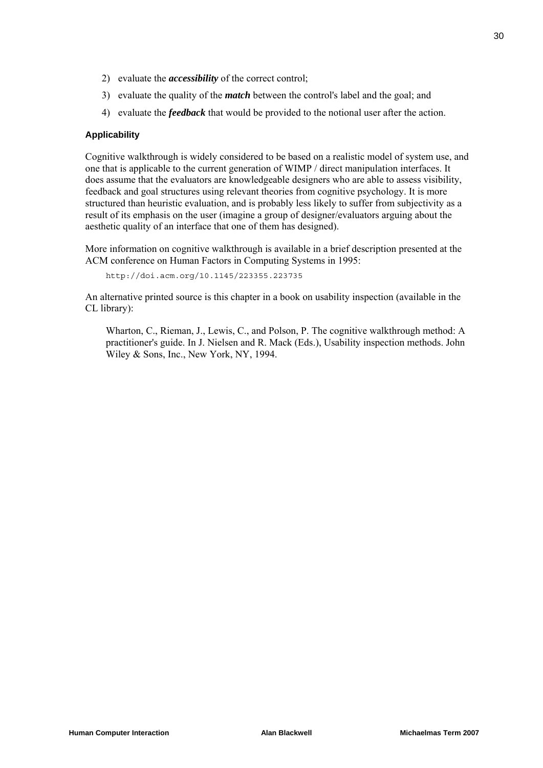2) evaluate the ***accessibility*** of the correct control;
3) evaluate the quality of the ***match*** between the control's label and the goal; and
4) evaluate the ***feedback*** that would be provided to the notional user after the action.

#### Applicability

Cognitive walkthrough is widely considered to be based on a realistic model of system use, and one that is applicable to the current generation of WIMP / direct manipulation interfaces. It does assume that the evaluators are knowledgeable designers who are able to assess visibility, feedback and goal structures using relevant theories from cognitive psychology. It is more structured than heuristic evaluation, and is probably less likely to suffer from subjectivity as a result of its emphasis on the user (imagine a group of designer/evaluators arguing about the aesthetic quality of an interface that one of them has designed).

More information on cognitive walkthrough is available in a brief description presented at the ACM conference on Human Factors in Computing Systems in 1995:

```
http://doi.acm.org/10.1145/223355.223735
```

An alternative printed source is this chapter in a book on usability inspection (available in the CL library):

> Wharton, C., Rieman, J., Lewis, C., and Polson, P. The cognitive walkthrough method: A practitioner's guide. In J. Nielsen and R. Mack (Eds.), Usability inspection methods. John Wiley & Sons, Inc., New York, NY, 1994.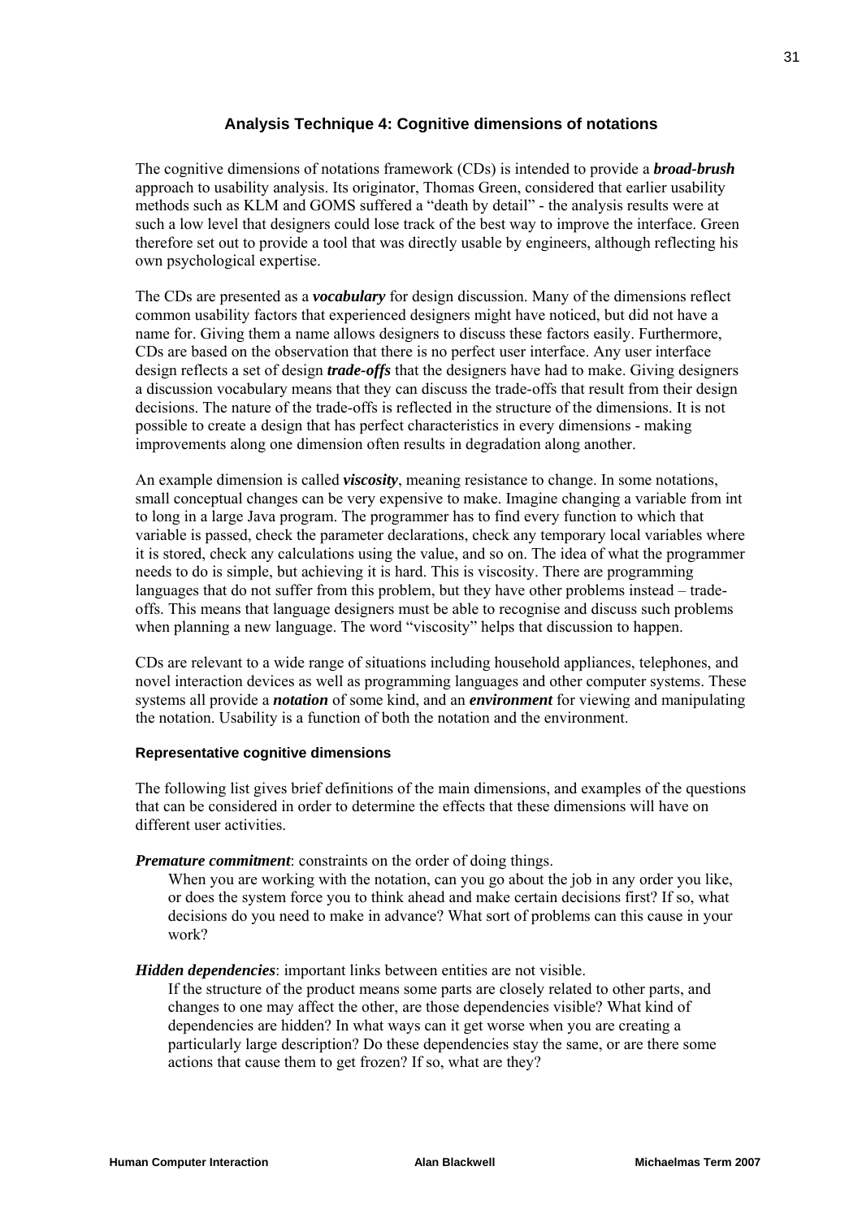## Analysis Technique 4: Cognitive dimensions of notations

The cognitive dimensions of notations framework (CDs) is intended to provide a ***broad-brush*** approach to usability analysis. Its originator, Thomas Green, considered that earlier usability methods such as KLM and GOMS suffered a "death by detail" - the analysis results were at such a low level that designers could lose track of the best way to improve the interface. Green therefore set out to provide a tool that was directly usable by engineers, although reflecting his own psychological expertise.

The CDs are presented as a ***vocabulary*** for design discussion. Many of the dimensions reflect common usability factors that experienced designers might have noticed, but did not have a name for. Giving them a name allows designers to discuss these factors easily. Furthermore, CDs are based on the observation that there is no perfect user interface. Any user interface design reflects a set of design ***trade-offs*** that the designers have had to make. Giving designers a discussion vocabulary means that they can discuss the trade-offs that result from their design decisions. The nature of the trade-offs is reflected in the structure of the dimensions. It is not possible to create a design that has perfect characteristics in every dimensions - making improvements along one dimension often results in degradation along another.

An example dimension is called ***viscosity***, meaning resistance to change. In some notations, small conceptual changes can be very expensive to make. Imagine changing a variable from int to long in a large Java program. The programmer has to find every function to which that variable is passed, check the parameter declarations, check any temporary local variables where it is stored, check any calculations using the value, and so on. The idea of what the programmer needs to do is simple, but achieving it is hard. This is viscosity. There are programming languages that do not suffer from this problem, but they have other problems instead – trade-offs. This means that language designers must be able to recognise and discuss such problems when planning a new language. The word "viscosity" helps that discussion to happen.

CDs are relevant to a wide range of situations including household appliances, telephones, and novel interaction devices as well as programming languages and other computer systems. These systems all provide a ***notation*** of some kind, and an ***environment*** for viewing and manipulating the notation. Usability is a function of both the notation and the environment.

#### Representative cognitive dimensions

The following list gives brief definitions of the main dimensions, and examples of the questions that can be considered in order to determine the effects that these dimensions will have on different user activities.

***Premature commitment***: constraints on the order of doing things.

When you are working with the notation, can you go about the job in any order you like, or does the system force you to think ahead and make certain decisions first? If so, what decisions do you need to make in advance? What sort of problems can this cause in your work?

***Hidden dependencies***: important links between entities are not visible.

If the structure of the product means some parts are closely related to other parts, and changes to one may affect the other, are those dependencies visible? What kind of dependencies are hidden? In what ways can it get worse when you are creating a particularly large description? Do these dependencies stay the same, or are there some actions that cause them to get frozen? If so, what are they?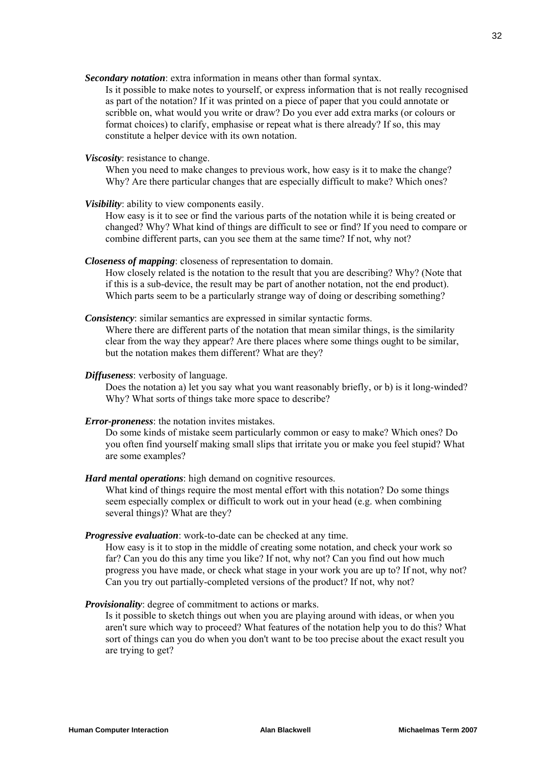***Secondary notation***: extra information in means other than formal syntax.

Is it possible to make notes to yourself, or express information that is not really recognised as part of the notation? If it was printed on a piece of paper that you could annotate or scribble on, what would you write or draw? Do you ever add extra marks (or colours or format choices) to clarify, emphasise or repeat what is there already? If so, this may constitute a helper device with its own notation.

***Viscosity***: resistance to change.

When you need to make changes to previous work, how easy is it to make the change? Why? Are there particular changes that are especially difficult to make? Which ones?

***Visibility***: ability to view components easily.

How easy is it to see or find the various parts of the notation while it is being created or changed? Why? What kind of things are difficult to see or find? If you need to compare or combine different parts, can you see them at the same time? If not, why not?

***Closeness of mapping***: closeness of representation to domain.

How closely related is the notation to the result that you are describing? Why? (Note that if this is a sub-device, the result may be part of another notation, not the end product). Which parts seem to be a particularly strange way of doing or describing something?

***Consistency***: similar semantics are expressed in similar syntactic forms.

Where there are different parts of the notation that mean similar things, is the similarity clear from the way they appear? Are there places where some things ought to be similar, but the notation makes them different? What are they?

***Diffuseness***: verbosity of language.

Does the notation a) let you say what you want reasonably briefly, or b) is it long-winded? Why? What sorts of things take more space to describe?

***Error-proneness***: the notation invites mistakes.

Do some kinds of mistake seem particularly common or easy to make? Which ones? Do you often find yourself making small slips that irritate you or make you feel stupid? What are some examples?

***Hard mental operations***: high demand on cognitive resources.

What kind of things require the most mental effort with this notation? Do some things seem especially complex or difficult to work out in your head (e.g. when combining several things)? What are they?

***Progressive evaluation***: work-to-date can be checked at any time.

How easy is it to stop in the middle of creating some notation, and check your work so far? Can you do this any time you like? If not, why not? Can you find out how much progress you have made, or check what stage in your work you are up to? If not, why not? Can you try out partially-completed versions of the product? If not, why not?

***Provisionality***: degree of commitment to actions or marks.

Is it possible to sketch things out when you are playing around with ideas, or when you aren't sure which way to proceed? What features of the notation help you to do this? What sort of things can you do when you don't want to be too precise about the exact result you are trying to get?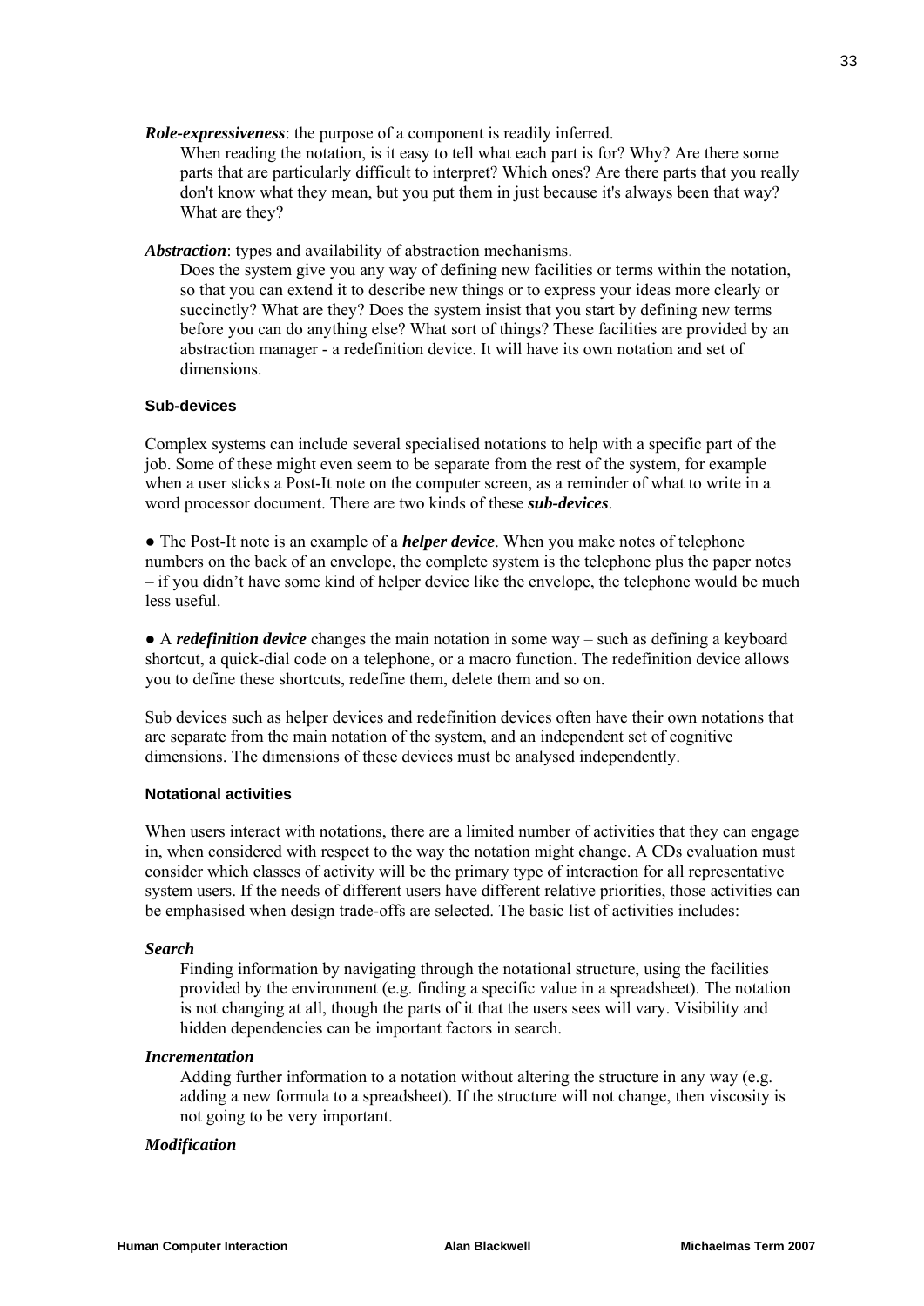***Role-expressiveness***: the purpose of a component is readily inferred.

When reading the notation, is it easy to tell what each part is for? Why? Are there some parts that are particularly difficult to interpret? Which ones? Are there parts that you really don't know what they mean, but you put them in just because it's always been that way? What are they?

***Abstraction***: types and availability of abstraction mechanisms.

Does the system give you any way of defining new facilities or terms within the notation, so that you can extend it to describe new things or to express your ideas more clearly or succinctly? What are they? Does the system insist that you start by defining new terms before you can do anything else? What sort of things? These facilities are provided by an abstraction manager - a redefinition device. It will have its own notation and set of dimensions.

### Sub-devices

Complex systems can include several specialised notations to help with a specific part of the job. Some of these might even seem to be separate from the rest of the system, for example when a user sticks a Post-It note on the computer screen, as a reminder of what to write in a word processor document. There are two kinds of these ***sub-devices***.

● The Post-It note is an example of a ***helper device***. When you make notes of telephone numbers on the back of an envelope, the complete system is the telephone plus the paper notes – if you didn't have some kind of helper device like the envelope, the telephone would be much less useful.

● A ***redefinition device*** changes the main notation in some way – such as defining a keyboard shortcut, a quick-dial code on a telephone, or a macro function. The redefinition device allows you to define these shortcuts, redefine them, delete them and so on.

Sub devices such as helper devices and redefinition devices often have their own notations that are separate from the main notation of the system, and an independent set of cognitive dimensions. The dimensions of these devices must be analysed independently.

### Notational activities

When users interact with notations, there are a limited number of activities that they can engage in, when considered with respect to the way the notation might change. A CDs evaluation must consider which classes of activity will be the primary type of interaction for all representative system users. If the needs of different users have different relative priorities, those activities can be emphasised when design trade-offs are selected. The basic list of activities includes:

***Search***

Finding information by navigating through the notational structure, using the facilities provided by the environment (e.g. finding a specific value in a spreadsheet). The notation is not changing at all, though the parts of it that the users sees will vary. Visibility and hidden dependencies can be important factors in search.

***Incrementation***

Adding further information to a notation without altering the structure in any way (e.g. adding a new formula to a spreadsheet). If the structure will not change, then viscosity is not going to be very important.

***Modification***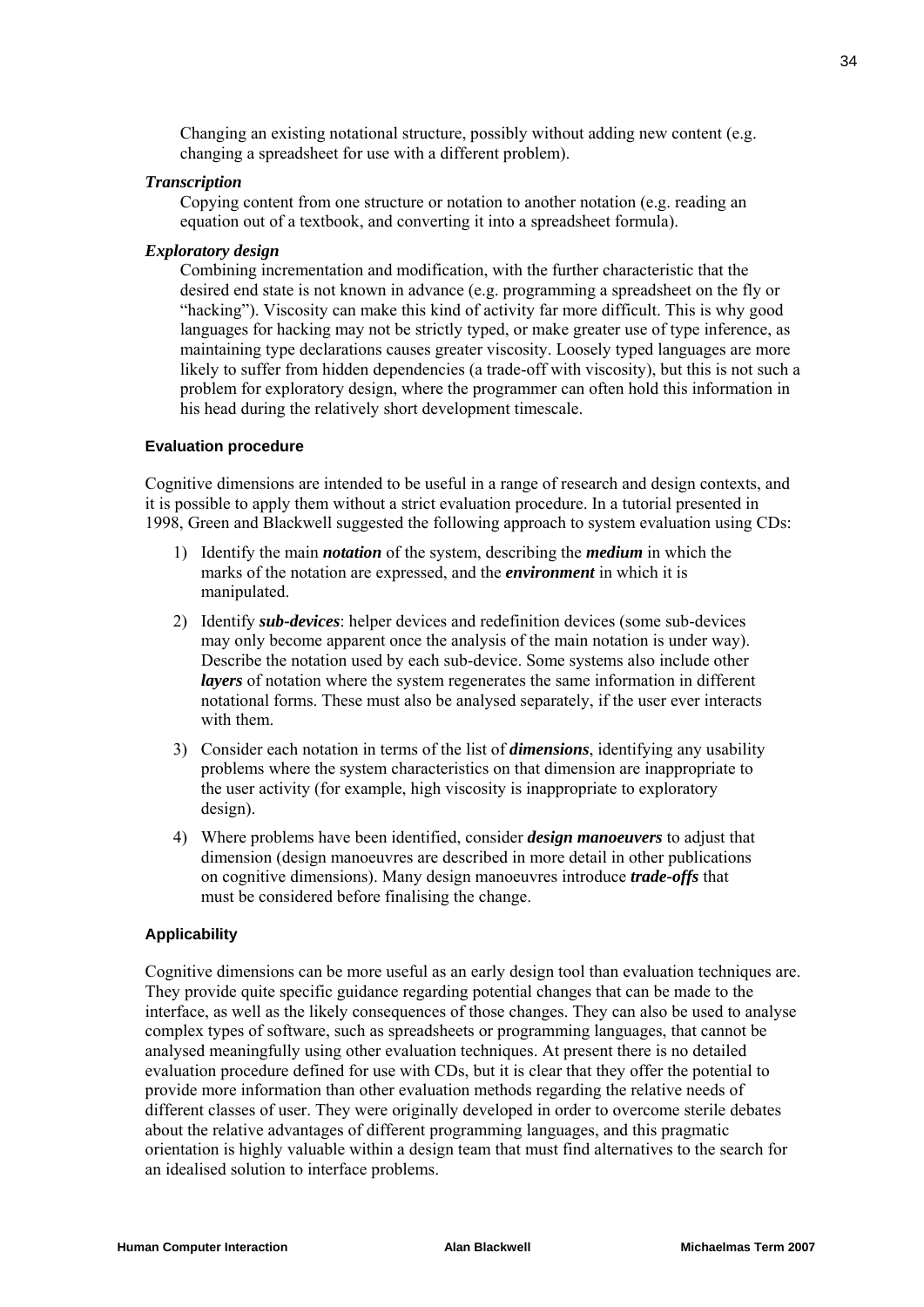Changing an existing notational structure, possibly without adding new content (e.g. changing a spreadsheet for use with a different problem).

***Transcription***

Copying content from one structure or notation to another notation (e.g. reading an equation out of a textbook, and converting it into a spreadsheet formula).

***Exploratory design***

Combining incrementation and modification, with the further characteristic that the desired end state is not known in advance (e.g. programming a spreadsheet on the fly or "hacking"). Viscosity can make this kind of activity far more difficult. This is why good languages for hacking may not be strictly typed, or make greater use of type inference, as maintaining type declarations causes greater viscosity. Loosely typed languages are more likely to suffer from hidden dependencies (a trade-off with viscosity), but this is not such a problem for exploratory design, where the programmer can often hold this information in his head during the relatively short development timescale.

#### Evaluation procedure

Cognitive dimensions are intended to be useful in a range of research and design contexts, and it is possible to apply them without a strict evaluation procedure. In a tutorial presented in 1998, Green and Blackwell suggested the following approach to system evaluation using CDs:

1) Identify the main ***notation*** of the system, describing the ***medium*** in which the marks of the notation are expressed, and the ***environment*** in which it is manipulated.

2) Identify ***sub-devices***: helper devices and redefinition devices (some sub-devices may only become apparent once the analysis of the main notation is under way). Describe the notation used by each sub-device. Some systems also include other ***layers*** of notation where the system regenerates the same information in different notational forms. These must also be analysed separately, if the user ever interacts with them.

3) Consider each notation in terms of the list of ***dimensions***, identifying any usability problems where the system characteristics on that dimension are inappropriate to the user activity (for example, high viscosity is inappropriate to exploratory design).

4) Where problems have been identified, consider ***design manoeuvers*** to adjust that dimension (design manoeuvres are described in more detail in other publications on cognitive dimensions). Many design manoeuvres introduce ***trade-offs*** that must be considered before finalising the change.

#### Applicability

Cognitive dimensions can be more useful as an early design tool than evaluation techniques are. They provide quite specific guidance regarding potential changes that can be made to the interface, as well as the likely consequences of those changes. They can also be used to analyse complex types of software, such as spreadsheets or programming languages, that cannot be analysed meaningfully using other evaluation techniques. At present there is no detailed evaluation procedure defined for use with CDs, but it is clear that they offer the potential to provide more information than other evaluation methods regarding the relative needs of different classes of user. They were originally developed in order to overcome sterile debates about the relative advantages of different programming languages, and this pragmatic orientation is highly valuable within a design team that must find alternatives to the search for an idealised solution to interface problems.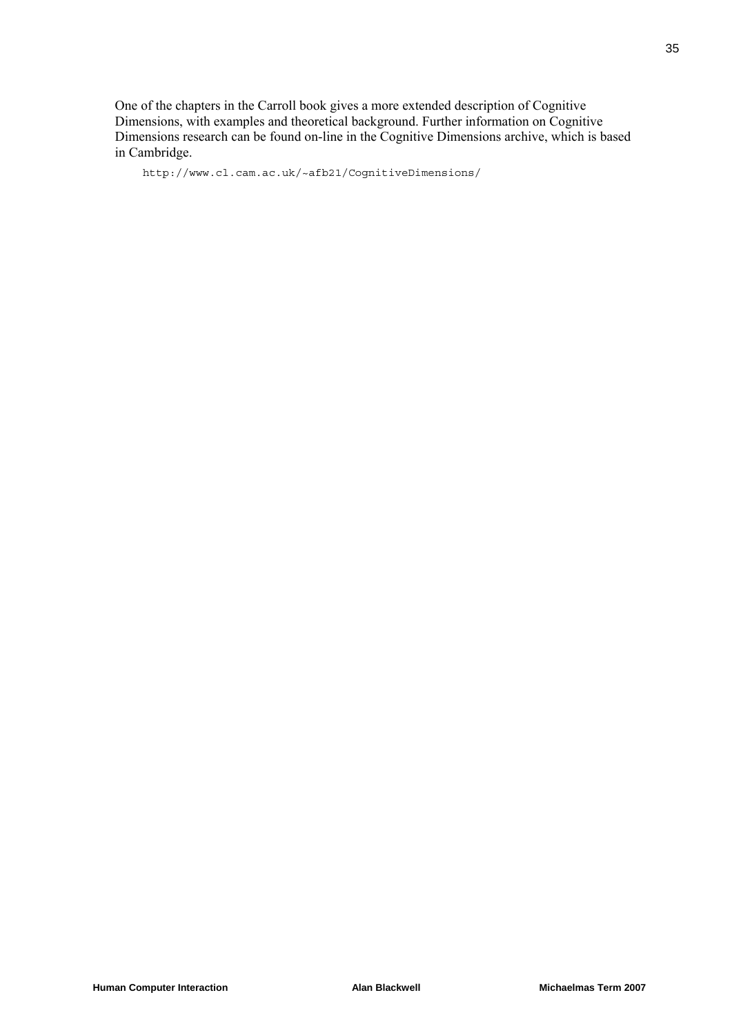One of the chapters in the Carroll book gives a more extended description of Cognitive Dimensions, with examples and theoretical background. Further information on Cognitive Dimensions research can be found on-line in the Cognitive Dimensions archive, which is based in Cambridge.

```
http://www.cl.cam.ac.uk/~afb21/CognitiveDimensions/
```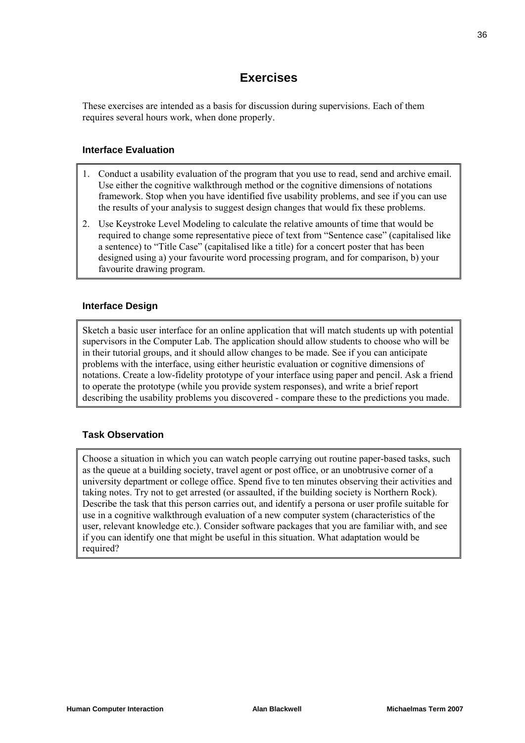# Exercises

These exercises are intended as a basis for discussion during supervisions. Each of them requires several hours work, when done properly.

### Interface Evaluation

1. Conduct a usability evaluation of the program that you use to read, send and archive email. Use either the cognitive walkthrough method or the cognitive dimensions of notations framework. Stop when you have identified five usability problems, and see if you can use the results of your analysis to suggest design changes that would fix these problems.
2. Use Keystroke Level Modeling to calculate the relative amounts of time that would be required to change some representative piece of text from "Sentence case" (capitalised like a sentence) to "Title Case" (capitalised like a title) for a concert poster that has been designed using a) your favourite word processing program, and for comparison, b) your favourite drawing program.

### Interface Design

Sketch a basic user interface for an online application that will match students up with potential supervisors in the Computer Lab. The application should allow students to choose who will be in their tutorial groups, and it should allow changes to be made. See if you can anticipate problems with the interface, using either heuristic evaluation or cognitive dimensions of notations. Create a low-fidelity prototype of your interface using paper and pencil. Ask a friend to operate the prototype (while you provide system responses), and write a brief report describing the usability problems you discovered - compare these to the predictions you made.

### Task Observation

Choose a situation in which you can watch people carrying out routine paper-based tasks, such as the queue at a building society, travel agent or post office, or an unobtrusive corner of a university department or college office. Spend five to ten minutes observing their activities and taking notes. Try not to get arrested (or assaulted, if the building society is Northern Rock). Describe the task that this person carries out, and identify a persona or user profile suitable for use in a cognitive walkthrough evaluation of a new computer system (characteristics of the user, relevant knowledge etc.). Consider software packages that you are familiar with, and see if you can identify one that might be useful in this situation. What adaptation would be required?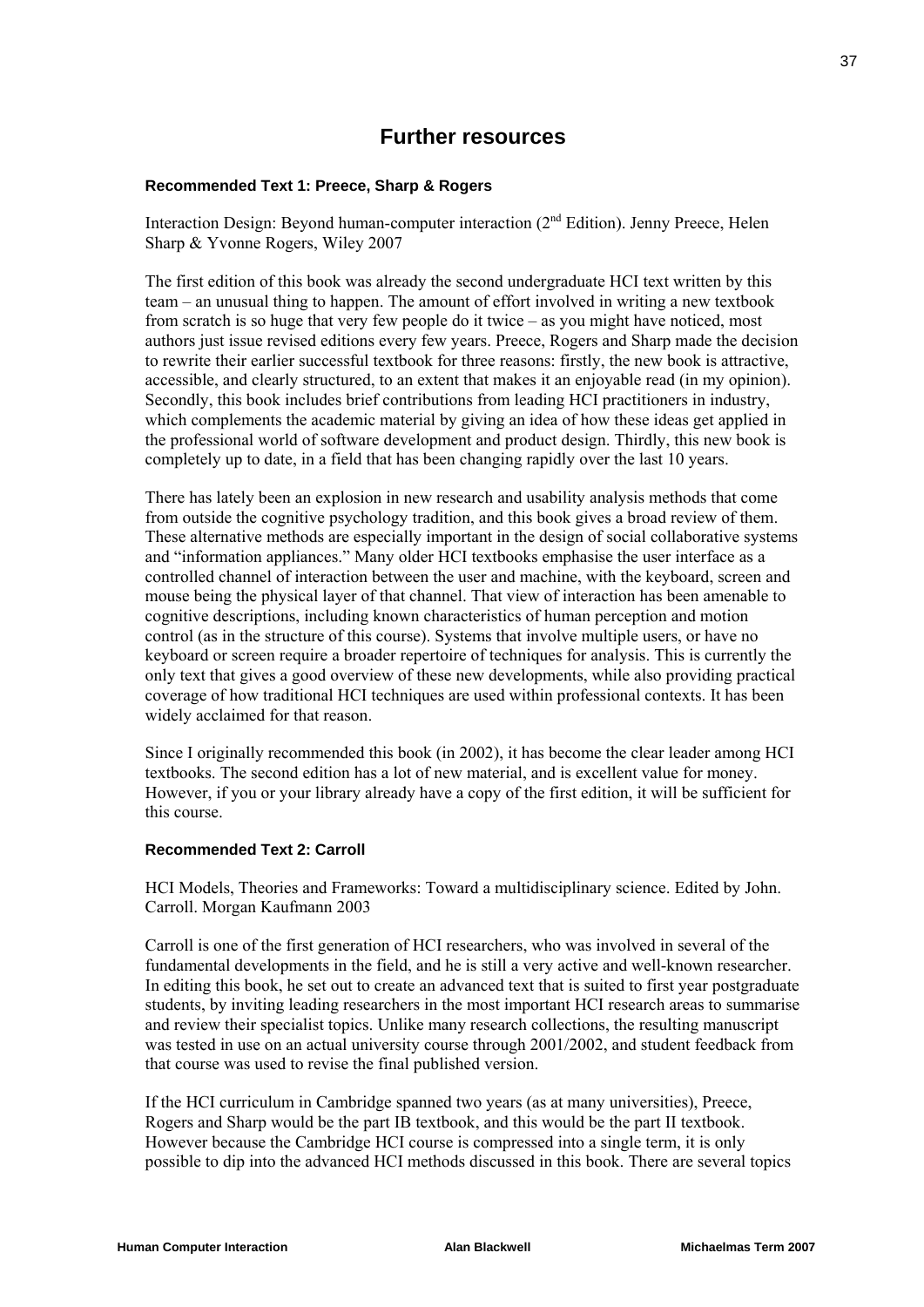# Further resources

**Recommended Text 1: Preece, Sharp & Rogers**

Interaction Design: Beyond human-computer interaction (2nd Edition). Jenny Preece, Helen Sharp & Yvonne Rogers, Wiley 2007

The first edition of this book was already the second undergraduate HCI text written by this team – an unusual thing to happen. The amount of effort involved in writing a new textbook from scratch is so huge that very few people do it twice – as you might have noticed, most authors just issue revised editions every few years. Preece, Rogers and Sharp made the decision to rewrite their earlier successful textbook for three reasons: firstly, the new book is attractive, accessible, and clearly structured, to an extent that makes it an enjoyable read (in my opinion). Secondly, this book includes brief contributions from leading HCI practitioners in industry, which complements the academic material by giving an idea of how these ideas get applied in the professional world of software development and product design. Thirdly, this new book is completely up to date, in a field that has been changing rapidly over the last 10 years.

There has lately been an explosion in new research and usability analysis methods that come from outside the cognitive psychology tradition, and this book gives a broad review of them. These alternative methods are especially important in the design of social collaborative systems and "information appliances." Many older HCI textbooks emphasise the user interface as a controlled channel of interaction between the user and machine, with the keyboard, screen and mouse being the physical layer of that channel. That view of interaction has been amenable to cognitive descriptions, including known characteristics of human perception and motion control (as in the structure of this course). Systems that involve multiple users, or have no keyboard or screen require a broader repertoire of techniques for analysis. This is currently the only text that gives a good overview of these new developments, while also providing practical coverage of how traditional HCI techniques are used within professional contexts. It has been widely acclaimed for that reason.

Since I originally recommended this book (in 2002), it has become the clear leader among HCI textbooks. The second edition has a lot of new material, and is excellent value for money. However, if you or your library already have a copy of the first edition, it will be sufficient for this course.

**Recommended Text 2: Carroll**

HCI Models, Theories and Frameworks: Toward a multidisciplinary science. Edited by John. Carroll. Morgan Kaufmann 2003

Carroll is one of the first generation of HCI researchers, who was involved in several of the fundamental developments in the field, and he is still a very active and well-known researcher. In editing this book, he set out to create an advanced text that is suited to first year postgraduate students, by inviting leading researchers in the most important HCI research areas to summarise and review their specialist topics. Unlike many research collections, the resulting manuscript was tested in use on an actual university course through 2001/2002, and student feedback from that course was used to revise the final published version.

If the HCI curriculum in Cambridge spanned two years (as at many universities), Preece, Rogers and Sharp would be the part IB textbook, and this would be the part II textbook. However because the Cambridge HCI course is compressed into a single term, it is only possible to dip into the advanced HCI methods discussed in this book. There are several topics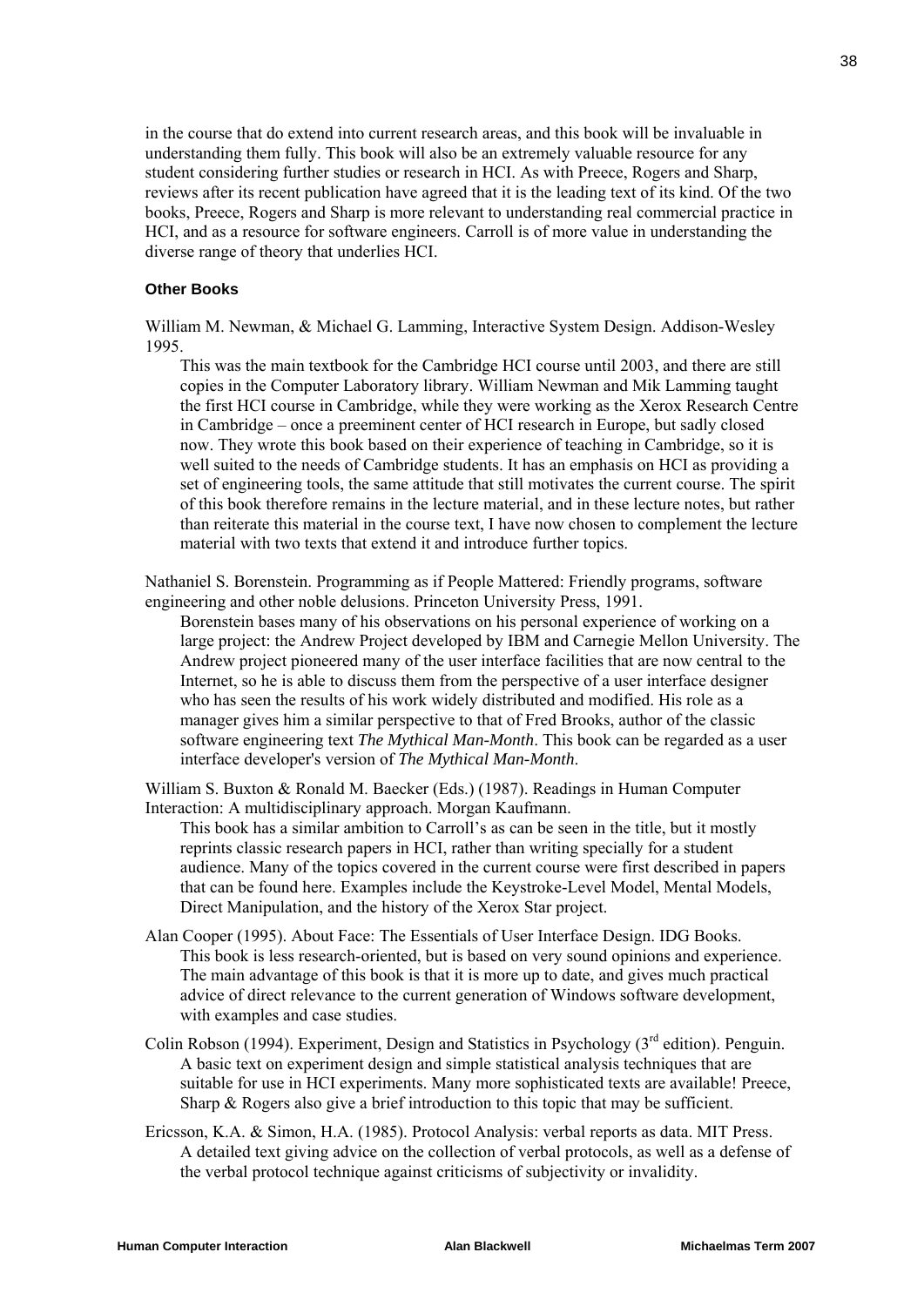in the course that do extend into current research areas, and this book will be invaluable in understanding them fully. This book will also be an extremely valuable resource for any student considering further studies or research in HCI. As with Preece, Rogers and Sharp, reviews after its recent publication have agreed that it is the leading text of its kind. Of the two books, Preece, Rogers and Sharp is more relevant to understanding real commercial practice in HCI, and as a resource for software engineers. Carroll is of more value in understanding the diverse range of theory that underlies HCI.

#### Other Books

William M. Newman, & Michael G. Lamming, Interactive System Design. Addison-Wesley 1995.

> This was the main textbook for the Cambridge HCI course until 2003, and there are still copies in the Computer Laboratory library. William Newman and Mik Lamming taught the first HCI course in Cambridge, while they were working as the Xerox Research Centre in Cambridge – once a preeminent center of HCI research in Europe, but sadly closed now. They wrote this book based on their experience of teaching in Cambridge, so it is well suited to the needs of Cambridge students. It has an emphasis on HCI as providing a set of engineering tools, the same attitude that still motivates the current course. The spirit of this book therefore remains in the lecture material, and in these lecture notes, but rather than reiterate this material in the course text, I have now chosen to complement the lecture material with two texts that extend it and introduce further topics.

Nathaniel S. Borenstein. Programming as if People Mattered: Friendly programs, software engineering and other noble delusions. Princeton University Press, 1991.

> Borenstein bases many of his observations on his personal experience of working on a large project: the Andrew Project developed by IBM and Carnegie Mellon University. The Andrew project pioneered many of the user interface facilities that are now central to the Internet, so he is able to discuss them from the perspective of a user interface designer who has seen the results of his work widely distributed and modified. His role as a manager gives him a similar perspective to that of Fred Brooks, author of the classic software engineering text *The Mythical Man-Month*. This book can be regarded as a user interface developer's version of *The Mythical Man-Month*.

William S. Buxton & Ronald M. Baecker (Eds.) (1987). Readings in Human Computer Interaction: A multidisciplinary approach. Morgan Kaufmann.

> This book has a similar ambition to Carroll's as can be seen in the title, but it mostly reprints classic research papers in HCI, rather than writing specially for a student audience. Many of the topics covered in the current course were first described in papers that can be found here. Examples include the Keystroke-Level Model, Mental Models, Direct Manipulation, and the history of the Xerox Star project.

Alan Cooper (1995). About Face: The Essentials of User Interface Design. IDG Books.

> This book is less research-oriented, but is based on very sound opinions and experience. The main advantage of this book is that it is more up to date, and gives much practical advice of direct relevance to the current generation of Windows software development, with examples and case studies.

Colin Robson (1994). Experiment, Design and Statistics in Psychology (3rd edition). Penguin.

> A basic text on experiment design and simple statistical analysis techniques that are suitable for use in HCI experiments. Many more sophisticated texts are available! Preece, Sharp & Rogers also give a brief introduction to this topic that may be sufficient.

Ericsson, K.A. & Simon, H.A. (1985). Protocol Analysis: verbal reports as data. MIT Press.

> A detailed text giving advice on the collection of verbal protocols, as well as a defense of the verbal protocol technique against criticisms of subjectivity or invalidity.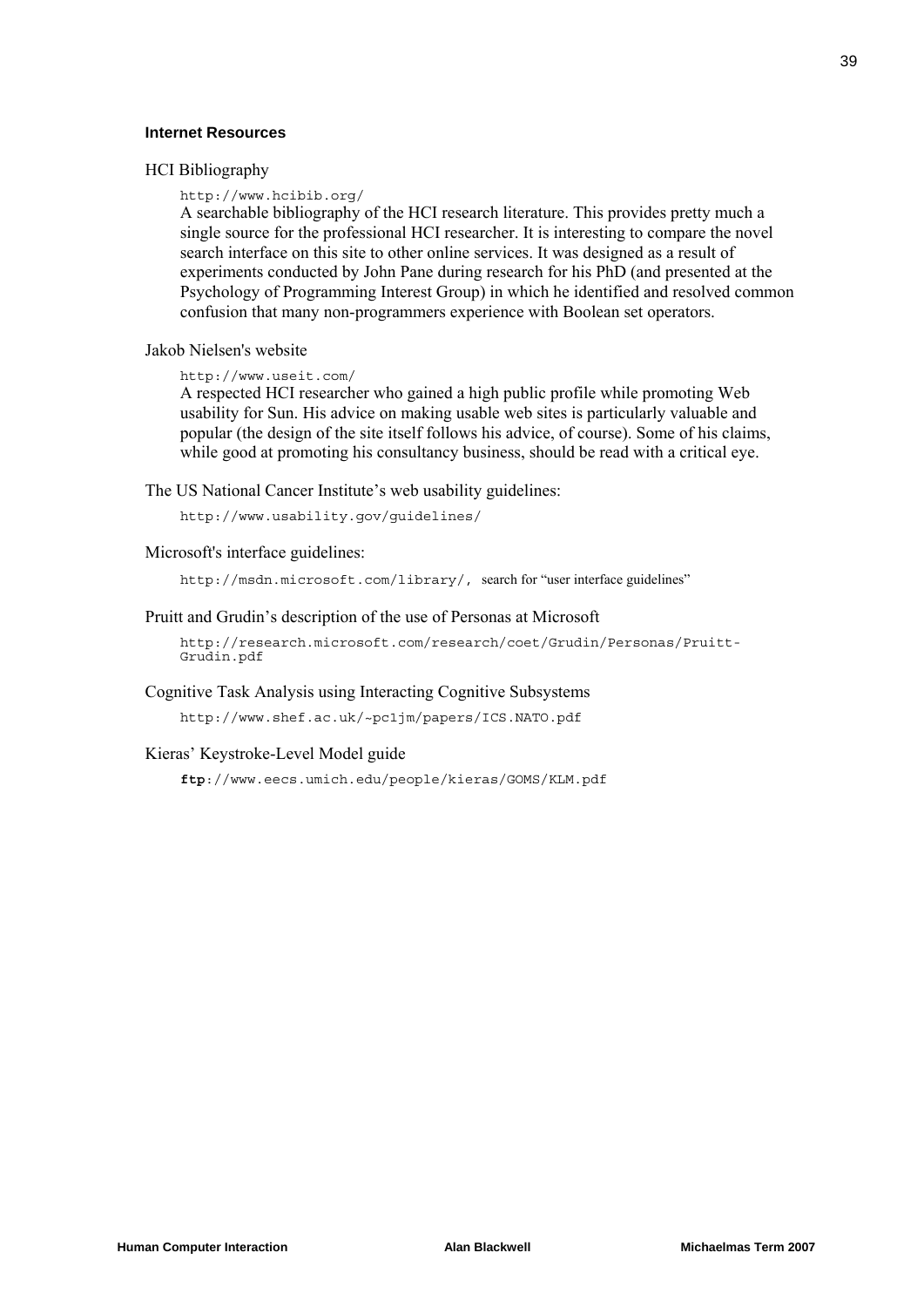### Internet Resources

HCI Bibliography

`http://www.hcibib.org/`

A searchable bibliography of the HCI research literature. This provides pretty much a single source for the professional HCI researcher. It is interesting to compare the novel search interface on this site to other online services. It was designed as a result of experiments conducted by John Pane during research for his PhD (and presented at the Psychology of Programming Interest Group) in which he identified and resolved common confusion that many non-programmers experience with Boolean set operators.

Jakob Nielsen's website

`http://www.useit.com/`

A respected HCI researcher who gained a high public profile while promoting Web usability for Sun. His advice on making usable web sites is particularly valuable and popular (the design of the site itself follows his advice, of course). Some of his claims, while good at promoting his consultancy business, should be read with a critical eye.

The US National Cancer Institute's web usability guidelines:

`http://www.usability.gov/guidelines/`

Microsoft's interface guidelines:

`http://msdn.microsoft.com/library/`, search for "user interface guidelines"

Pruitt and Grudin's description of the use of Personas at Microsoft

`http://research.microsoft.com/research/coet/Grudin/Personas/Pruitt-Grudin.pdf`

Cognitive Task Analysis using Interacting Cognitive Subsystems

`http://www.shef.ac.uk/~pc1jm/papers/ICS.NATO.pdf`

Kieras' Keystroke-Level Model guide

**`ftp`**`://www.eecs.umich.edu/people/kieras/GOMS/KLM.pdf`